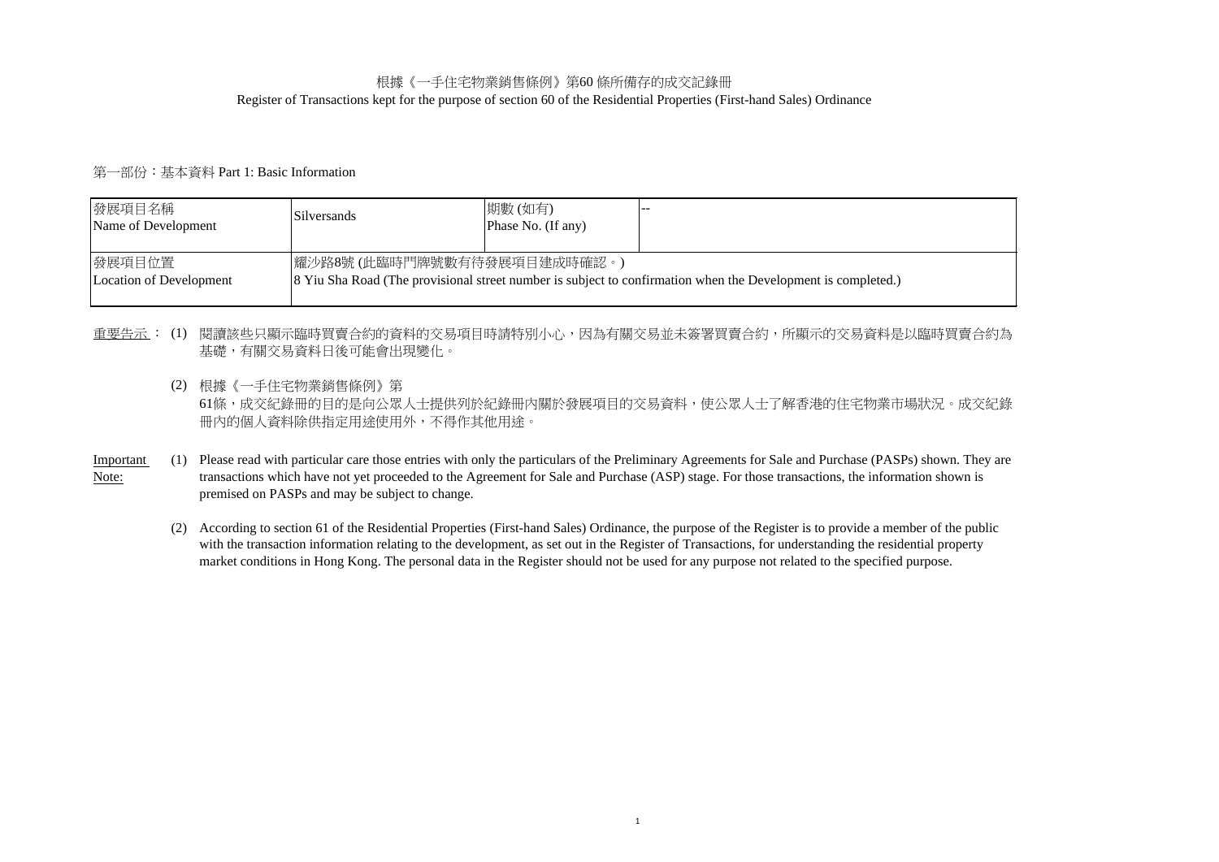# 根據《一手住宅物業銷售條例》第60 條所備存的成交記錄冊

# Register of Transactions kept for the purpose of section 60 of the Residential Properties (First-hand Sales) Ordinance

## 第一部份：基本資料 Part 1: Basic Information

| 發展項目名稱<br>Name of Development | Silversands | 期數 (如有)<br>Phase No. (If any) | -- |
|---|---|---|---|
| 發展項目位置<br>Location of Development | 耀沙路8號 (此臨時門牌號數有待發展項目建成時確認。)<br>8 Yiu Sha Road (The provisional street number is subject to confirmation when the Development is completed.) | | |

重要告示： (1) 閱讀該些只顯示臨時買賣合約的資料的交易項目時請特別小心，因為有關交易並未簽署買賣合約，所顯示的交易資料是以臨時買賣合約為基礎，有關交易資料日後可能會出現變化。

(2) 根據《一手住宅物業銷售條例》第61條，成交紀錄冊的目的是向公眾人士提供列於紀錄冊內關於發展項目的交易資料，使公眾人士了解香港的住宅物業市場狀況。成交紀錄冊內的個人資料除供指定用途使用外，不得作其他用途。

Important Note:

(1) Please read with particular care those entries with only the particulars of the Preliminary Agreements for Sale and Purchase (PASPs) shown. They are transactions which have not yet proceeded to the Agreement for Sale and Purchase (ASP) stage. For those transactions, the information shown is premised on PASPs and may be subject to change.

(2) According to section 61 of the Residential Properties (First-hand Sales) Ordinance, the purpose of the Register is to provide a member of the public with the transaction information relating to the development, as set out in the Register of Transactions, for understanding the residential property market conditions in Hong Kong. The personal data in the Register should not be used for any purpose not related to the specified purpose.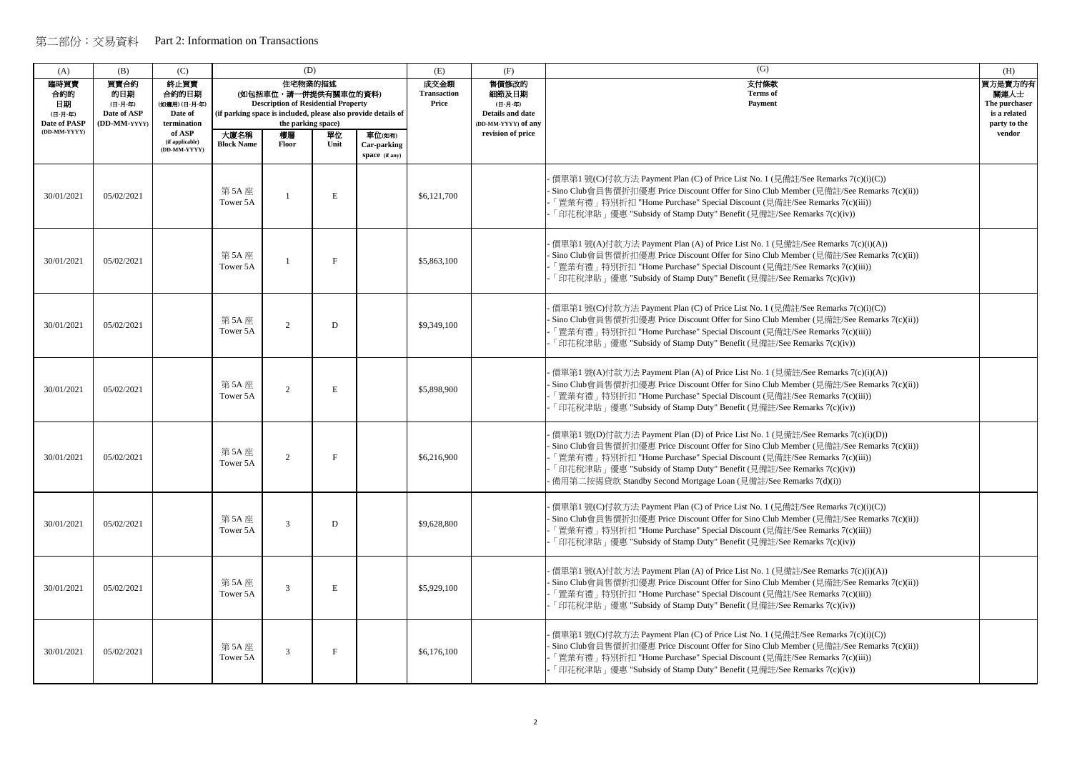# 第二部份：交易資料 Part 2: Information on Transactions

| (A) | (B) | (C) | (D) | | | | (E) | (F) | (G) | (H) |
|---|---|---|---|---|---|---|---|---|---|---|
| 臨時買賣合約的日期 (日-月-年) Date of PASP (DD-MM-YYYY) | 買賣合約的日期 (日-月-年) Date of ASP (DD-MM-YYYY) | 終止買賣合約的日期 (如適用) (日-月-年) Date of termination of ASP (if applicable) (DD-MM-YYYY) | 住宅物業的描述 (如包括車位，請一併提供有關車位的資料) Description of Residential Property (if parking space is included, please also provide details of the parking space) | | | | 成交金額 Transaction Price | 售價修改的細節及日期 (日-月-年) Details and date (DD-MM-YYYY) of any revision of price | 支付條款 Terms of Payment | 買方是賣方的有關連人士 The purchaser is a related party to the vendor |
| | | | 大廈名稱 Block Name | 樓層 Floor | 單位 Unit | 車位(如有) Car-parking space (if any) | | | | |
| 30/01/2021 | 05/02/2021 | | 第 5A 座 Tower 5A | 1 | E | | $6,121,700 | | - 價單第1 號(C)付款方法 Payment Plan (C) of Price List No. 1 (見備註/See Remarks 7(c)(i)(C))<br>- Sino Club會員售價折扣優惠 Price Discount Offer for Sino Club Member (見備註/See Remarks 7(c)(ii))<br>-「置業有禮」特別折扣 "Home Purchase" Special Discount (見備註/See Remarks 7(c)(iii))<br>-「印花稅津貼」優惠 "Subsidy of Stamp Duty" Benefit (見備註/See Remarks 7(c)(iv)) | |
| 30/01/2021 | 05/02/2021 | | 第 5A 座 Tower 5A | 1 | F | | $5,863,100 | | - 價單第1 號(A)付款方法 Payment Plan (A) of Price List No. 1 (見備註/See Remarks 7(c)(i)(A))<br>- Sino Club會員售價折扣優惠 Price Discount Offer for Sino Club Member (見備註/See Remarks 7(c)(ii))<br>-「置業有禮」特別折扣 "Home Purchase" Special Discount (見備註/See Remarks 7(c)(iii))<br>-「印花稅津貼」優惠 "Subsidy of Stamp Duty" Benefit (見備註/See Remarks 7(c)(iv)) | |
| 30/01/2021 | 05/02/2021 | | 第 5A 座 Tower 5A | 2 | D | | $9,349,100 | | - 價單第1 號(C)付款方法 Payment Plan (C) of Price List No. 1 (見備註/See Remarks 7(c)(i)(C))<br>- Sino Club會員售價折扣優惠 Price Discount Offer for Sino Club Member (見備註/See Remarks 7(c)(ii))<br>-「置業有禮」特別折扣 "Home Purchase" Special Discount (見備註/See Remarks 7(c)(iii))<br>-「印花稅津貼」優惠 "Subsidy of Stamp Duty" Benefit (見備註/See Remarks 7(c)(iv)) | |
| 30/01/2021 | 05/02/2021 | | 第 5A 座 Tower 5A | 2 | E | | $5,898,900 | | - 價單第1 號(A)付款方法 Payment Plan (A) of Price List No. 1 (見備註/See Remarks 7(c)(i)(A))<br>- Sino Club會員售價折扣優惠 Price Discount Offer for Sino Club Member (見備註/See Remarks 7(c)(ii))<br>-「置業有禮」特別折扣 "Home Purchase" Special Discount (見備註/See Remarks 7(c)(iii))<br>-「印花稅津貼」優惠 "Subsidy of Stamp Duty" Benefit (見備註/See Remarks 7(c)(iv)) | |
| 30/01/2021 | 05/02/2021 | | 第 5A 座 Tower 5A | 2 | F | | $6,216,900 | | - 價單第1 號(D)付款方法 Payment Plan (D) of Price List No. 1 (見備註/See Remarks 7(c)(i)(D))<br>- Sino Club會員售價折扣優惠 Price Discount Offer for Sino Club Member (見備註/See Remarks 7(c)(ii))<br>-「置業有禮」特別折扣 "Home Purchase" Special Discount (見備註/See Remarks 7(c)(iii))<br>-「印花稅津貼」優惠 "Subsidy of Stamp Duty" Benefit (見備註/See Remarks 7(c)(iv))<br>- 備用第二按揭貸款 Standby Second Mortgage Loan (見備註/See Remarks 7(d)(i)) | |
| 30/01/2021 | 05/02/2021 | | 第 5A 座 Tower 5A | 3 | D | | $9,628,800 | | - 價單第1 號(C)付款方法 Payment Plan (C) of Price List No. 1 (見備註/See Remarks 7(c)(i)(C))<br>- Sino Club會員售價折扣優惠 Price Discount Offer for Sino Club Member (見備註/See Remarks 7(c)(ii))<br>-「置業有禮」特別折扣 "Home Purchase" Special Discount (見備註/See Remarks 7(c)(iii))<br>-「印花稅津貼」優惠 "Subsidy of Stamp Duty" Benefit (見備註/See Remarks 7(c)(iv)) | |
| 30/01/2021 | 05/02/2021 | | 第 5A 座 Tower 5A | 3 | E | | $5,929,100 | | - 價單第1 號(A)付款方法 Payment Plan (A) of Price List No. 1 (見備註/See Remarks 7(c)(i)(A))<br>- Sino Club會員售價折扣優惠 Price Discount Offer for Sino Club Member (見備註/See Remarks 7(c)(ii))<br>-「置業有禮」特別折扣 "Home Purchase" Special Discount (見備註/See Remarks 7(c)(iii))<br>-「印花稅津貼」優惠 "Subsidy of Stamp Duty" Benefit (見備註/See Remarks 7(c)(iv)) | |
| 30/01/2021 | 05/02/2021 | | 第 5A 座 Tower 5A | 3 | F | | $6,176,100 | | - 價單第1 號(C)付款方法 Payment Plan (C) of Price List No. 1 (見備註/See Remarks 7(c)(i)(C))<br>- Sino Club會員售價折扣優惠 Price Discount Offer for Sino Club Member (見備註/See Remarks 7(c)(ii))<br>-「置業有禮」特別折扣 "Home Purchase" Special Discount (見備註/See Remarks 7(c)(iii))<br>-「印花稅津貼」優惠 "Subsidy of Stamp Duty" Benefit (見備註/See Remarks 7(c)(iv)) | |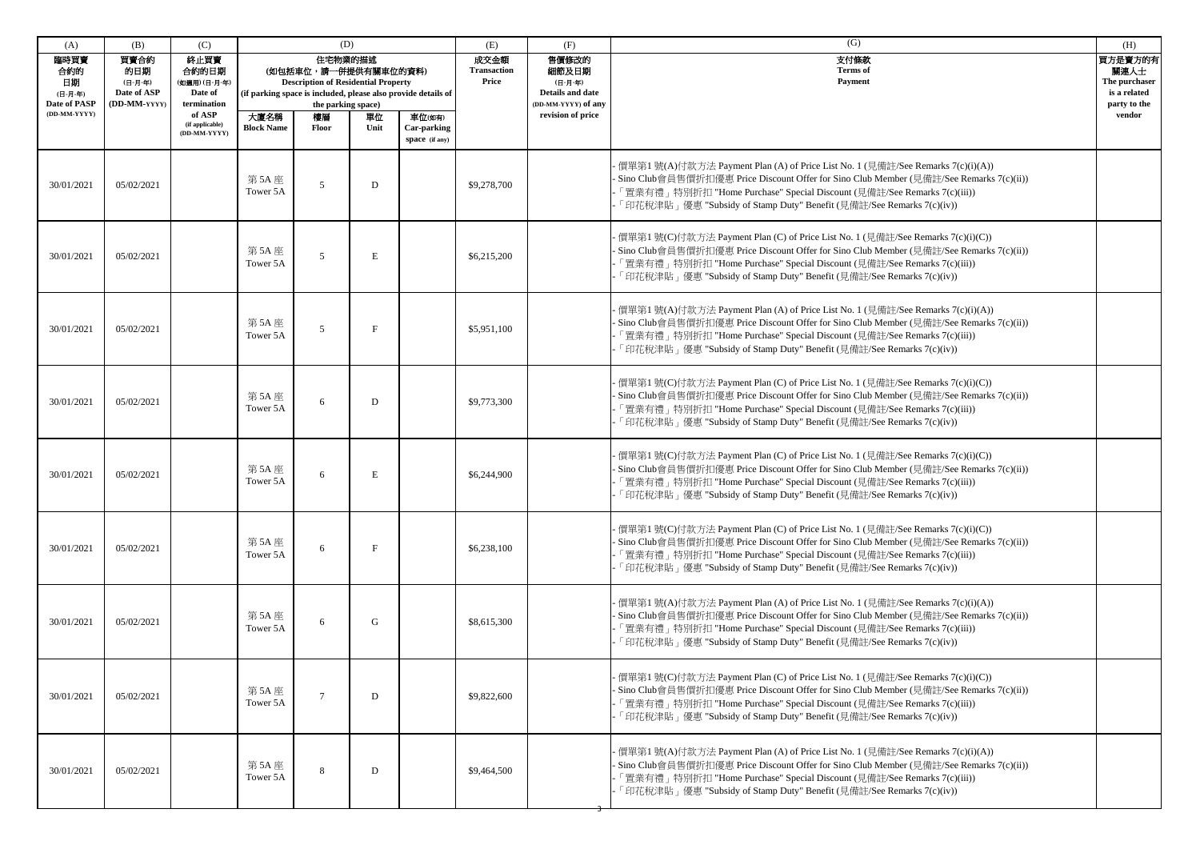| (A) | (B) | (C) | (D) | | | | (E) | (F) | (G) | (H) |
|---|---|---|---|---|---|---|---|---|---|---|
| 臨時買賣合約的日期 (日-月-年) Date of PASP (DD-MM-YYYY) | 買賣合約的日期 (日-月-年) Date of ASP (DD-MM-YYYY) | 終止買賣合約的日期 (如適用) (日-月-年) Date of termination of ASP (if applicable) (DD-MM-YYYY) | 住宅物業的描述 (如包括車位，請一併提供有關車位的資料) Description of Residential Property (if parking space is included, please also provide details of the parking space) | | | | 成交金額 Transaction Price | 售價修改的細節及日期 (日-月-年) Details and date (DD-MM-YYYY) of any revision of price | 支付條款 Terms of Payment | 買方是賣方的有關連人士 The purchaser is a related party to the vendor |
| | | | 大廈名稱 Block Name | 樓層 Floor | 單位 Unit | 車位(如有) Car-parking space (if any) | | | | |
| 30/01/2021 | 05/02/2021 | | 第5A座 Tower 5A | 5 | D | | $9,278,700 | | - 價單第1號(A)付款方法 Payment Plan (A) of Price List No. 1 (見備註/See Remarks 7(c)(i)(A))<br>- Sino Club會員售價折扣優惠 Price Discount Offer for Sino Club Member (見備註/See Remarks 7(c)(ii))<br>- 「置業有禮」特別折扣 "Home Purchase" Special Discount (見備註/See Remarks 7(c)(iii))<br>- 「印花稅津貼」優惠 "Subsidy of Stamp Duty" Benefit (見備註/See Remarks 7(c)(iv)) | |
| 30/01/2021 | 05/02/2021 | | 第5A座 Tower 5A | 5 | E | | $6,215,200 | | - 價單第1號(C)付款方法 Payment Plan (C) of Price List No. 1 (見備註/See Remarks 7(c)(i)(C))<br>- Sino Club會員售價折扣優惠 Price Discount Offer for Sino Club Member (見備註/See Remarks 7(c)(ii))<br>- 「置業有禮」特別折扣 "Home Purchase" Special Discount (見備註/See Remarks 7(c)(iii))<br>- 「印花稅津貼」優惠 "Subsidy of Stamp Duty" Benefit (見備註/See Remarks 7(c)(iv)) | |
| 30/01/2021 | 05/02/2021 | | 第5A座 Tower 5A | 5 | F | | $5,951,100 | | - 價單第1號(A)付款方法 Payment Plan (A) of Price List No. 1 (見備註/See Remarks 7(c)(i)(A))<br>- Sino Club會員售價折扣優惠 Price Discount Offer for Sino Club Member (見備註/See Remarks 7(c)(ii))<br>- 「置業有禮」特別折扣 "Home Purchase" Special Discount (見備註/See Remarks 7(c)(iii))<br>- 「印花稅津貼」優惠 "Subsidy of Stamp Duty" Benefit (見備註/See Remarks 7(c)(iv)) | |
| 30/01/2021 | 05/02/2021 | | 第5A座 Tower 5A | 6 | D | | $9,773,300 | | - 價單第1號(C)付款方法 Payment Plan (C) of Price List No. 1 (見備註/See Remarks 7(c)(i)(C))<br>- Sino Club會員售價折扣優惠 Price Discount Offer for Sino Club Member (見備註/See Remarks 7(c)(ii))<br>- 「置業有禮」特別折扣 "Home Purchase" Special Discount (見備註/See Remarks 7(c)(iii))<br>- 「印花稅津貼」優惠 "Subsidy of Stamp Duty" Benefit (見備註/See Remarks 7(c)(iv)) | |
| 30/01/2021 | 05/02/2021 | | 第5A座 Tower 5A | 6 | E | | $6,244,900 | | - 價單第1號(C)付款方法 Payment Plan (C) of Price List No. 1 (見備註/See Remarks 7(c)(i)(C))<br>- Sino Club會員售價折扣優惠 Price Discount Offer for Sino Club Member (見備註/See Remarks 7(c)(ii))<br>- 「置業有禮」特別折扣 "Home Purchase" Special Discount (見備註/See Remarks 7(c)(iii))<br>- 「印花稅津貼」優惠 "Subsidy of Stamp Duty" Benefit (見備註/See Remarks 7(c)(iv)) | |
| 30/01/2021 | 05/02/2021 | | 第5A座 Tower 5A | 6 | F | | $6,238,100 | | - 價單第1號(C)付款方法 Payment Plan (C) of Price List No. 1 (見備註/See Remarks 7(c)(i)(C))<br>- Sino Club會員售價折扣優惠 Price Discount Offer for Sino Club Member (見備註/See Remarks 7(c)(ii))<br>- 「置業有禮」特別折扣 "Home Purchase" Special Discount (見備註/See Remarks 7(c)(iii))<br>- 「印花稅津貼」優惠 "Subsidy of Stamp Duty" Benefit (見備註/See Remarks 7(c)(iv)) | |
| 30/01/2021 | 05/02/2021 | | 第5A座 Tower 5A | 6 | G | | $8,615,300 | | - 價單第1號(A)付款方法 Payment Plan (A) of Price List No. 1 (見備註/See Remarks 7(c)(i)(A))<br>- Sino Club會員售價折扣優惠 Price Discount Offer for Sino Club Member (見備註/See Remarks 7(c)(ii))<br>- 「置業有禮」特別折扣 "Home Purchase" Special Discount (見備註/See Remarks 7(c)(iii))<br>- 「印花稅津貼」優惠 "Subsidy of Stamp Duty" Benefit (見備註/See Remarks 7(c)(iv)) | |
| 30/01/2021 | 05/02/2021 | | 第5A座 Tower 5A | 7 | D | | $9,822,600 | | - 價單第1號(C)付款方法 Payment Plan (C) of Price List No. 1 (見備註/See Remarks 7(c)(i)(C))<br>- Sino Club會員售價折扣優惠 Price Discount Offer for Sino Club Member (見備註/See Remarks 7(c)(ii))<br>- 「置業有禮」特別折扣 "Home Purchase" Special Discount (見備註/See Remarks 7(c)(iii))<br>- 「印花稅津貼」優惠 "Subsidy of Stamp Duty" Benefit (見備註/See Remarks 7(c)(iv)) | |
| 30/01/2021 | 05/02/2021 | | 第5A座 Tower 5A | 8 | D | | $9,464,500 | | - 價單第1號(A)付款方法 Payment Plan (A) of Price List No. 1 (見備註/See Remarks 7(c)(i)(A))<br>- Sino Club會員售價折扣優惠 Price Discount Offer for Sino Club Member (見備註/See Remarks 7(c)(ii))<br>- 「置業有禮」特別折扣 "Home Purchase" Special Discount (見備註/See Remarks 7(c)(iii))<br>- 「印花稅津貼」優惠 "Subsidy of Stamp Duty" Benefit (見備註/See Remarks 7(c)(iv)) | |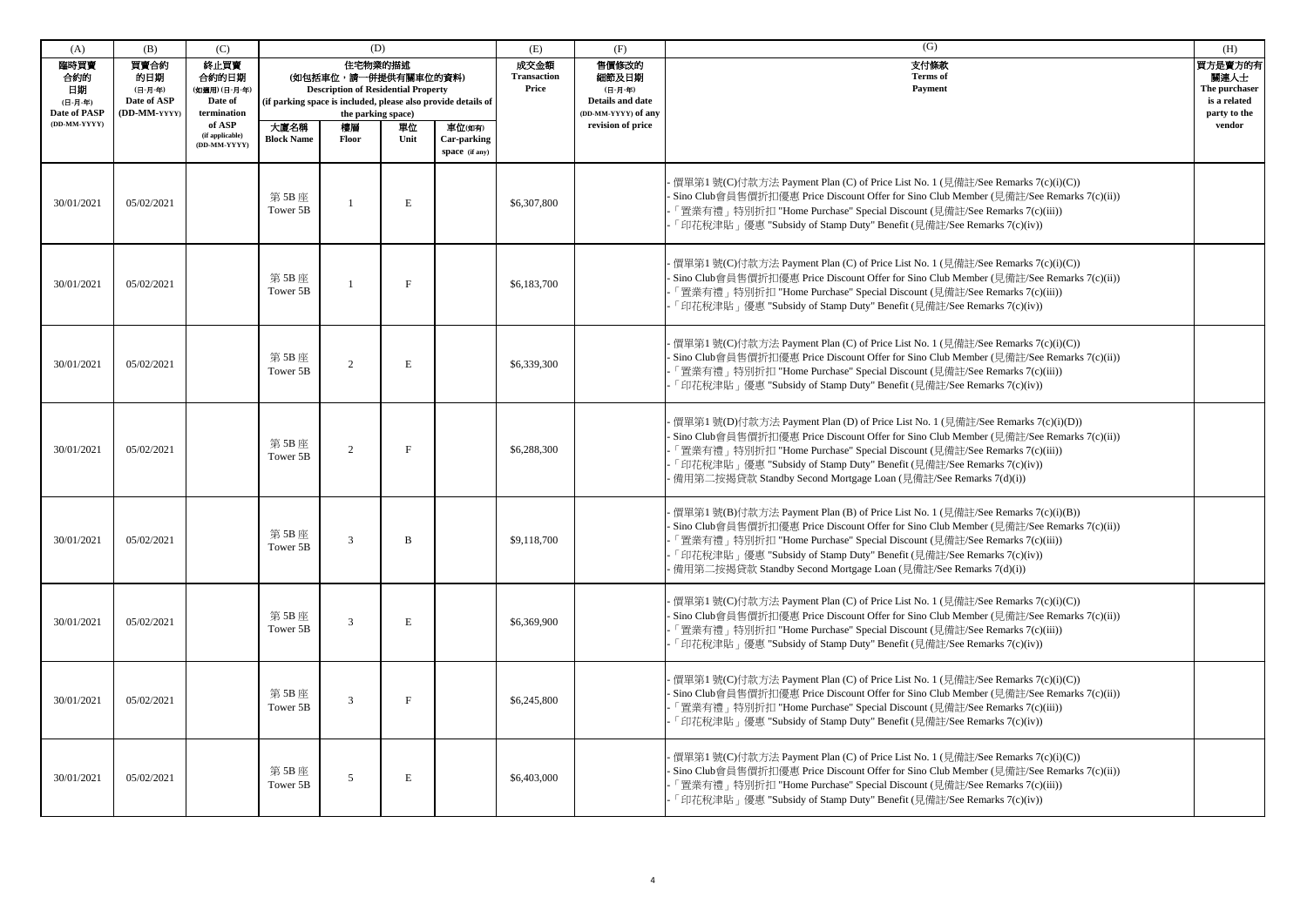| (A) | (B) | (C) | (D) | | | | (E) | (F) | (G) | (H) |
|---|---|---|---|---|---|---|---|---|---|---|
| 臨時買賣合約的日期 (日-月-年) Date of PASP (DD-MM-YYYY) | 買賣合約的日期 (日-月-年) Date of ASP (DD-MM-YYYY) | 終止買賣合約的日期 (如適用) (日-月-年) Date of termination of ASP (if applicable) (DD-MM-YYYY) | 住宅物業的描述 (如包括車位，請一併提供有關車位的資料) Description of Residential Property (if parking space is included, please also provide details of the parking space) | | | | 成交金額 Transaction Price | 售價修改的細節及日期 (日-月-年) Details and date (DD-MM-YYYY) of any revision of price | 支付條款 Terms of Payment | 買方是賣方的有關連人士 The purchaser is a related party to the vendor |
| | | | 大廈名稱 Block Name | 樓層 Floor | 單位 Unit | 車位(如有) Car-parking space (if any) | | | | |
| 30/01/2021 | 05/02/2021 | | 第 5B 座 Tower 5B | 1 | E | | $6,307,800 | | - 價單第1 號(C)付款方法 Payment Plan (C) of Price List No. 1 (見備註/See Remarks 7(c)(i)(C))<br>- Sino Club會員售價折扣優惠 Price Discount Offer for Sino Club Member (見備註/See Remarks 7(c)(ii))<br>- 「置業有禮」特別折扣 "Home Purchase" Special Discount (見備註/See Remarks 7(c)(iii))<br>- 「印花稅津貼」優惠 "Subsidy of Stamp Duty" Benefit (見備註/See Remarks 7(c)(iv)) | |
| 30/01/2021 | 05/02/2021 | | 第 5B 座 Tower 5B | 1 | F | | $6,183,700 | | - 價單第1 號(C)付款方法 Payment Plan (C) of Price List No. 1 (見備註/See Remarks 7(c)(i)(C))<br>- Sino Club會員售價折扣優惠 Price Discount Offer for Sino Club Member (見備註/See Remarks 7(c)(ii))<br>- 「置業有禮」特別折扣 "Home Purchase" Special Discount (見備註/See Remarks 7(c)(iii))<br>- 「印花稅津貼」優惠 "Subsidy of Stamp Duty" Benefit (見備註/See Remarks 7(c)(iv)) | |
| 30/01/2021 | 05/02/2021 | | 第 5B 座 Tower 5B | 2 | E | | $6,339,300 | | - 價單第1 號(C)付款方法 Payment Plan (C) of Price List No. 1 (見備註/See Remarks 7(c)(i)(C))<br>- Sino Club會員售價折扣優惠 Price Discount Offer for Sino Club Member (見備註/See Remarks 7(c)(ii))<br>- 「置業有禮」特別折扣 "Home Purchase" Special Discount (見備註/See Remarks 7(c)(iii))<br>- 「印花稅津貼」優惠 "Subsidy of Stamp Duty" Benefit (見備註/See Remarks 7(c)(iv)) | |
| 30/01/2021 | 05/02/2021 | | 第 5B 座 Tower 5B | 2 | F | | $6,288,300 | | - 價單第1 號(D)付款方法 Payment Plan (D) of Price List No. 1 (見備註/See Remarks 7(c)(i)(D))<br>- Sino Club會員售價折扣優惠 Price Discount Offer for Sino Club Member (見備註/See Remarks 7(c)(ii))<br>- 「置業有禮」特別折扣 "Home Purchase" Special Discount (見備註/See Remarks 7(c)(iii))<br>- 「印花稅津貼」優惠 "Subsidy of Stamp Duty" Benefit (見備註/See Remarks 7(c)(iv))<br>- 備用第二按揭貸款 Standby Second Mortgage Loan (見備註/See Remarks 7(d)(i)) | |
| 30/01/2021 | 05/02/2021 | | 第 5B 座 Tower 5B | 3 | B | | $9,118,700 | | - 價單第1 號(B)付款方法 Payment Plan (B) of Price List No. 1 (見備註/See Remarks 7(c)(i)(B))<br>- Sino Club會員售價折扣優惠 Price Discount Offer for Sino Club Member (見備註/See Remarks 7(c)(ii))<br>- 「置業有禮」特別折扣 "Home Purchase" Special Discount (見備註/See Remarks 7(c)(iii))<br>- 「印花稅津貼」優惠 "Subsidy of Stamp Duty" Benefit (見備註/See Remarks 7(c)(iv))<br>- 備用第二按揭貸款 Standby Second Mortgage Loan (見備註/See Remarks 7(d)(i)) | |
| 30/01/2021 | 05/02/2021 | | 第 5B 座 Tower 5B | 3 | E | | $6,369,900 | | - 價單第1 號(C)付款方法 Payment Plan (C) of Price List No. 1 (見備註/See Remarks 7(c)(i)(C))<br>- Sino Club會員售價折扣優惠 Price Discount Offer for Sino Club Member (見備註/See Remarks 7(c)(ii))<br>- 「置業有禮」特別折扣 "Home Purchase" Special Discount (見備註/See Remarks 7(c)(iii))<br>- 「印花稅津貼」優惠 "Subsidy of Stamp Duty" Benefit (見備註/See Remarks 7(c)(iv)) | |
| 30/01/2021 | 05/02/2021 | | 第 5B 座 Tower 5B | 3 | F | | $6,245,800 | | - 價單第1 號(C)付款方法 Payment Plan (C) of Price List No. 1 (見備註/See Remarks 7(c)(i)(C))<br>- Sino Club會員售價折扣優惠 Price Discount Offer for Sino Club Member (見備註/See Remarks 7(c)(ii))<br>- 「置業有禮」特別折扣 "Home Purchase" Special Discount (見備註/See Remarks 7(c)(iii))<br>- 「印花稅津貼」優惠 "Subsidy of Stamp Duty" Benefit (見備註/See Remarks 7(c)(iv)) | |
| 30/01/2021 | 05/02/2021 | | 第 5B 座 Tower 5B | 5 | E | | $6,403,000 | | - 價單第1 號(C)付款方法 Payment Plan (C) of Price List No. 1 (見備註/See Remarks 7(c)(i)(C))<br>- Sino Club會員售價折扣優惠 Price Discount Offer for Sino Club Member (見備註/See Remarks 7(c)(ii))<br>- 「置業有禮」特別折扣 "Home Purchase" Special Discount (見備註/See Remarks 7(c)(iii))<br>- 「印花稅津貼」優惠 "Subsidy of Stamp Duty" Benefit (見備註/See Remarks 7(c)(iv)) | |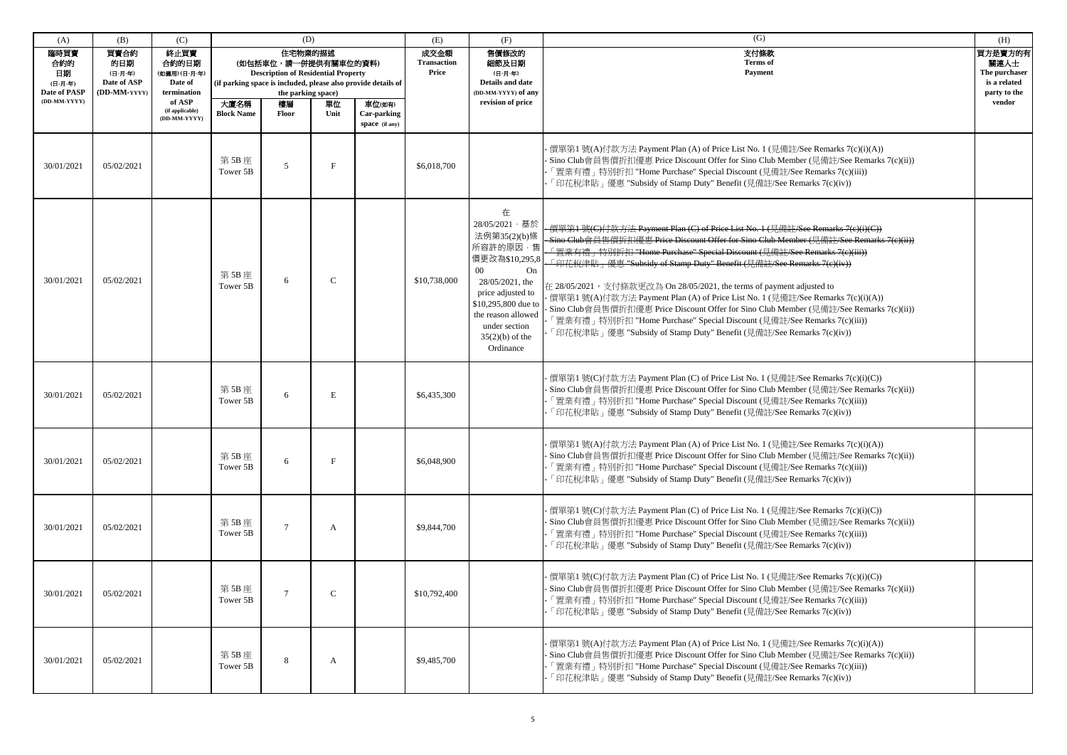| (A) | (B) | (C) | (D) | | | | (E) | (F) | (G) | (H) |
|---|---|---|---|---|---|---|---|---|---|---|
| 臨時買賣合約的日期 (日-月-年) Date of PASP (DD-MM-YYYY) | 買賣合約的日期 (日-月-年) Date of ASP (DD-MM-YYYY) | 終止買賣合約的日期 (如適用) (日-月-年) Date of termination of ASP (if applicable) (DD-MM-YYYY) | 住宅物業的描述 (如包括車位，請一併提供有關車位的資料) Description of Residential Property (if parking space is included, please also provide details of the parking space) | | | | 成交金額 Transaction Price | 售價修改的細節及日期 (日-月-年) Details and date (DD-MM-YYYY) of any revision of price | 支付條款 Terms of Payment | 買方是賣方的有關連人士 The purchaser is a related party to the vendor |
| | | | 大廈名稱 Block Name | 樓層 Floor | 單位 Unit | 車位(如有) Car-parking space (if any) | | | | |
| 30/01/2021 | 05/02/2021 | | 第5B座 Tower 5B | 5 | F | | $6,018,700 | | - 價單第1號(A)付款方法 Payment Plan (A) of Price List No. 1 (見備註/See Remarks 7(c)(i)(A))<br>- Sino Club會員售價折扣優惠 Price Discount Offer for Sino Club Member (見備註/See Remarks 7(c)(ii))<br>- 「置業有禮」特別折扣 "Home Purchase" Special Discount (見備註/See Remarks 7(c)(iii))<br>- 「印花稅津貼」優惠 "Subsidy of Stamp Duty" Benefit (見備註/See Remarks 7(c)(iv)) | |
| 30/01/2021 | 05/02/2021 | | 第5B座 Tower 5B | 6 | C | | $10,738,000 | 在28/05/2021，基於法例第35(2)(b)條所容許的原因，售價更改為$10,295,800 On 28/05/2021, the price adjusted to $10,295,800 due to the reason allowed under section 35(2)(b) of the Ordinance | ~~- 價單第1號(C)付款方法 Payment Plan (C) of Price List No. 1 (見備註/See Remarks 7(c)(i)(C))~~<br>~~- Sino Club會員售價折扣優惠 Price Discount Offer for Sino Club Member (見備註/See Remarks 7(c)(ii))~~<br>~~- 「置業有禮」特別折扣 "Home Purchase" Special Discount (見備註/See Remarks 7(c)(iii))~~<br>~~- 「印花稅津貼」優惠 "Subsidy of Stamp Duty" Benefit (見備註/See Remarks 7(c)(iv))~~<br><br>在28/05/2021，支付條款更改為 On 28/05/2021, the terms of payment adjusted to<br>- 價單第1號(A)付款方法 Payment Plan (A) of Price List No. 1 (見備註/See Remarks 7(c)(i)(A))<br>- Sino Club會員售價折扣優惠 Price Discount Offer for Sino Club Member (見備註/See Remarks 7(c)(ii))<br>- 「置業有禮」特別折扣 "Home Purchase" Special Discount (見備註/See Remarks 7(c)(iii))<br>- 「印花稅津貼」優惠 "Subsidy of Stamp Duty" Benefit (見備註/See Remarks 7(c)(iv)) | |
| 30/01/2021 | 05/02/2021 | | 第5B座 Tower 5B | 6 | E | | $6,435,300 | | - 價單第1號(C)付款方法 Payment Plan (C) of Price List No. 1 (見備註/See Remarks 7(c)(i)(C))<br>- Sino Club會員售價折扣優惠 Price Discount Offer for Sino Club Member (見備註/See Remarks 7(c)(ii))<br>- 「置業有禮」特別折扣 "Home Purchase" Special Discount (見備註/See Remarks 7(c)(iii))<br>- 「印花稅津貼」優惠 "Subsidy of Stamp Duty" Benefit (見備註/See Remarks 7(c)(iv)) | |
| 30/01/2021 | 05/02/2021 | | 第5B座 Tower 5B | 6 | F | | $6,048,900 | | - 價單第1號(A)付款方法 Payment Plan (A) of Price List No. 1 (見備註/See Remarks 7(c)(i)(A))<br>- Sino Club會員售價折扣優惠 Price Discount Offer for Sino Club Member (見備註/See Remarks 7(c)(ii))<br>- 「置業有禮」特別折扣 "Home Purchase" Special Discount (見備註/See Remarks 7(c)(iii))<br>- 「印花稅津貼」優惠 "Subsidy of Stamp Duty" Benefit (見備註/See Remarks 7(c)(iv)) | |
| 30/01/2021 | 05/02/2021 | | 第5B座 Tower 5B | 7 | A | | $9,844,700 | | - 價單第1號(C)付款方法 Payment Plan (C) of Price List No. 1 (見備註/See Remarks 7(c)(i)(C))<br>- Sino Club會員售價折扣優惠 Price Discount Offer for Sino Club Member (見備註/See Remarks 7(c)(ii))<br>- 「置業有禮」特別折扣 "Home Purchase" Special Discount (見備註/See Remarks 7(c)(iii))<br>- 「印花稅津貼」優惠 "Subsidy of Stamp Duty" Benefit (見備註/See Remarks 7(c)(iv)) | |
| 30/01/2021 | 05/02/2021 | | 第5B座 Tower 5B | 7 | C | | $10,792,400 | | - 價單第1號(C)付款方法 Payment Plan (C) of Price List No. 1 (見備註/See Remarks 7(c)(i)(C))<br>- Sino Club會員售價折扣優惠 Price Discount Offer for Sino Club Member (見備註/See Remarks 7(c)(ii))<br>- 「置業有禮」特別折扣 "Home Purchase" Special Discount (見備註/See Remarks 7(c)(iii))<br>- 「印花稅津貼」優惠 "Subsidy of Stamp Duty" Benefit (見備註/See Remarks 7(c)(iv)) | |
| 30/01/2021 | 05/02/2021 | | 第5B座 Tower 5B | 8 | A | | $9,485,700 | | - 價單第1號(A)付款方法 Payment Plan (A) of Price List No. 1 (見備註/See Remarks 7(c)(i)(A))<br>- Sino Club會員售價折扣優惠 Price Discount Offer for Sino Club Member (見備註/See Remarks 7(c)(ii))<br>- 「置業有禮」特別折扣 "Home Purchase" Special Discount (見備註/See Remarks 7(c)(iii))<br>- 「印花稅津貼」優惠 "Subsidy of Stamp Duty" Benefit (見備註/See Remarks 7(c)(iv)) | |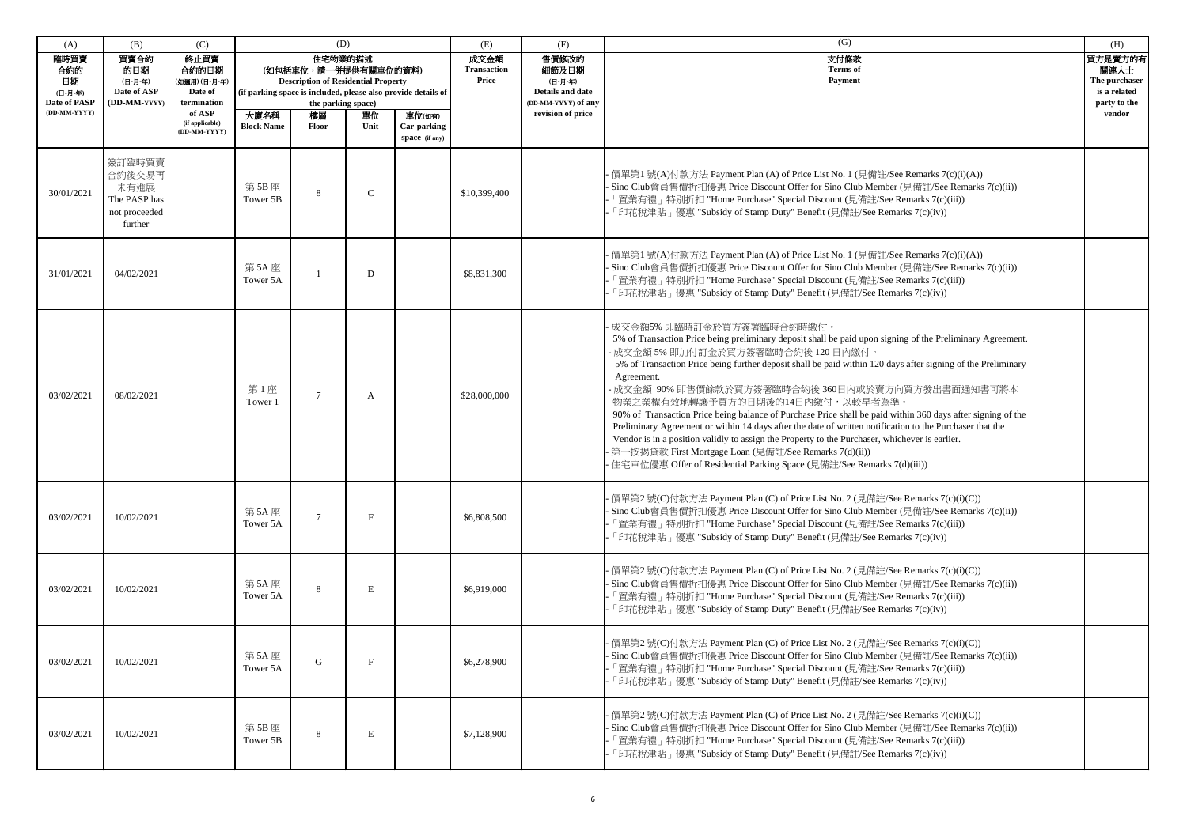| (A) | (B) | (C) | (D) | | | | (E) | (F) | (G) | (H) |
|---|---|---|---|---|---|---|---|---|---|---|
| 臨時買賣合約的日期 (日-月-年) Date of PASP (DD-MM-YYYY) | 買賣合約的日期 (日-月-年) Date of ASP (DD-MM-YYYY) | 終止買賣合約的日期 (如適用) (日-月-年) Date of termination of ASP (if applicable) (DD-MM-YYYY) | 住宅物業的描述 (如包括車位，請一併提供有關車位的資料) Description of Residential Property (if parking space is included, please also provide details of the parking space) | | | | 成交金額 Transaction Price | 售價修改的細節及日期 (日-月-年) Details and date (DD-MM-YYYY) of any revision of price | 支付條款 Terms of Payment | 買方是賣方的有關連人士 The purchaser is a related party to the vendor |
| | | | 大廈名稱 Block Name | 樓層 Floor | 單位 Unit | 車位(如有) Car-parking space (if any) | | | | |
| 30/01/2021 | 簽訂臨時買賣合約後交易再未有進展 The PASP has not proceeded further | | 第 5B 座 Tower 5B | 8 | C | | $10,399,400 | | - 價單第1 號(A)付款方法 Payment Plan (A) of Price List No. 1 (見備註/See Remarks 7(c)(i)(A))<br>- Sino Club會員售價折扣優惠 Price Discount Offer for Sino Club Member (見備註/See Remarks 7(c)(ii))<br>- 「置業有禮」特別折扣 "Home Purchase" Special Discount (見備註/See Remarks 7(c)(iii))<br>- 「印花稅津貼」優惠 "Subsidy of Stamp Duty" Benefit (見備註/See Remarks 7(c)(iv)) | |
| 31/01/2021 | 04/02/2021 | | 第 5A 座 Tower 5A | 1 | D | | $8,831,300 | | - 價單第1 號(A)付款方法 Payment Plan (A) of Price List No. 1 (見備註/See Remarks 7(c)(i)(A))<br>- Sino Club會員售價折扣優惠 Price Discount Offer for Sino Club Member (見備註/See Remarks 7(c)(ii))<br>- 「置業有禮」特別折扣 "Home Purchase" Special Discount (見備註/See Remarks 7(c)(iii))<br>- 「印花稅津貼」優惠 "Subsidy of Stamp Duty" Benefit (見備註/See Remarks 7(c)(iv)) | |
| 03/02/2021 | 08/02/2021 | | 第 1 座 Tower 1 | 7 | A | | $28,000,000 | | - 成交金額5% 即臨時訂金於買方簽署臨時合約時繳付。<br>5% of Transaction Price being preliminary deposit shall be paid upon signing of the Preliminary Agreement.<br>- 成交金額 5% 即加付訂金於買方簽署臨時合約後 120 日內繳付。<br>5% of Transaction Price being further deposit shall be paid within 120 days after signing of the Preliminary Agreement.<br>- 成交金額 90% 即售價餘款於買方簽署臨時合約後 360日內或於賣方向買方發出書面通知書可將本物業之業權有效地轉讓予買方的日期後的14日內繳付，以較早者為準。<br>90% of Transaction Price being balance of Purchase Price shall be paid within 360 days after signing of the Preliminary Agreement or within 14 days after the date of written notification to the Purchaser that the Vendor is in a position validly to assign the Property to the Purchaser, whichever is earlier.<br>- 第一按揭貸款 First Mortgage Loan (見備註/See Remarks 7(d)(ii))<br>- 住宅車位優惠 Offer of Residential Parking Space (見備註/See Remarks 7(d)(iii)) | |
| 03/02/2021 | 10/02/2021 | | 第 5A 座 Tower 5A | 7 | F | | $6,808,500 | | - 價單第2 號(C)付款方法 Payment Plan (C) of Price List No. 2 (見備註/See Remarks 7(c)(i)(C))<br>- Sino Club會員售價折扣優惠 Price Discount Offer for Sino Club Member (見備註/See Remarks 7(c)(ii))<br>- 「置業有禮」特別折扣 "Home Purchase" Special Discount (見備註/See Remarks 7(c)(iii))<br>- 「印花稅津貼」優惠 "Subsidy of Stamp Duty" Benefit (見備註/See Remarks 7(c)(iv)) | |
| 03/02/2021 | 10/02/2021 | | 第 5A 座 Tower 5A | 8 | E | | $6,919,000 | | - 價單第2 號(C)付款方法 Payment Plan (C) of Price List No. 2 (見備註/See Remarks 7(c)(i)(C))<br>- Sino Club會員售價折扣優惠 Price Discount Offer for Sino Club Member (見備註/See Remarks 7(c)(ii))<br>- 「置業有禮」特別折扣 "Home Purchase" Special Discount (見備註/See Remarks 7(c)(iii))<br>- 「印花稅津貼」優惠 "Subsidy of Stamp Duty" Benefit (見備註/See Remarks 7(c)(iv)) | |
| 03/02/2021 | 10/02/2021 | | 第 5A 座 Tower 5A | G | F | | $6,278,900 | | - 價單第2 號(C)付款方法 Payment Plan (C) of Price List No. 2 (見備註/See Remarks 7(c)(i)(C))<br>- Sino Club會員售價折扣優惠 Price Discount Offer for Sino Club Member (見備註/See Remarks 7(c)(ii))<br>- 「置業有禮」特別折扣 "Home Purchase" Special Discount (見備註/See Remarks 7(c)(iii))<br>- 「印花稅津貼」優惠 "Subsidy of Stamp Duty" Benefit (見備註/See Remarks 7(c)(iv)) | |
| 03/02/2021 | 10/02/2021 | | 第 5B 座 Tower 5B | 8 | E | | $7,128,900 | | - 價單第2 號(C)付款方法 Payment Plan (C) of Price List No. 2 (見備註/See Remarks 7(c)(i)(C))<br>- Sino Club會員售價折扣優惠 Price Discount Offer for Sino Club Member (見備註/See Remarks 7(c)(ii))<br>- 「置業有禮」特別折扣 "Home Purchase" Special Discount (見備註/See Remarks 7(c)(iii))<br>- 「印花稅津貼」優惠 "Subsidy of Stamp Duty" Benefit (見備註/See Remarks 7(c)(iv)) | |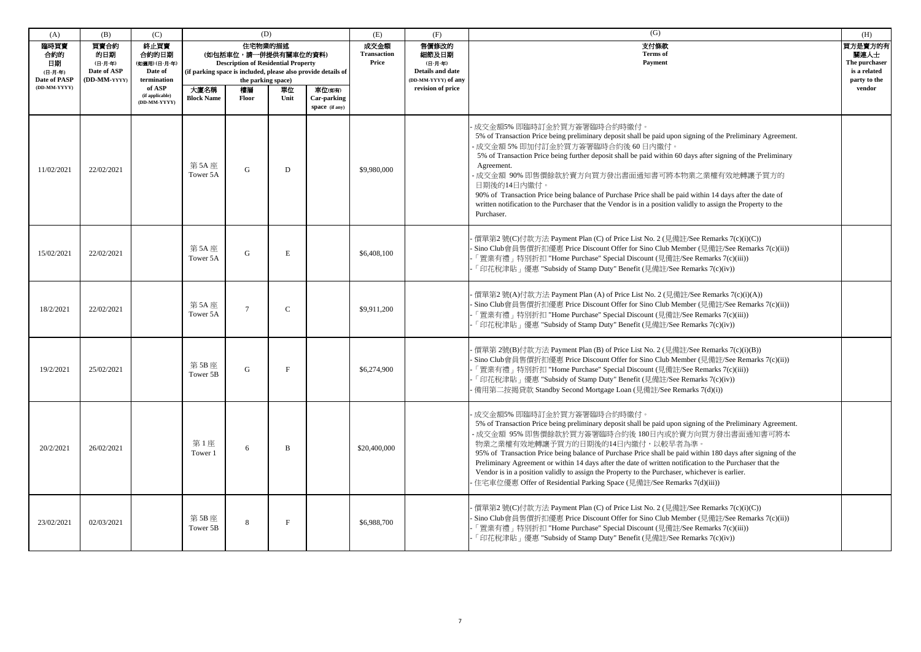| (A) | (B) | (C) | (D) | | | | (E) | (F) | (G) | (H) |
|---|---|---|---|---|---|---|---|---|---|---|
| 臨時買賣合約的日期 (日-月-年) Date of PASP (DD-MM-YYYY) | 買賣合約的日期 (日-月-年) Date of ASP (DD-MM-YYYY) | 終止買賣合約的日期 (如適用) (日-月-年) Date of termination of ASP (if applicable) (DD-MM-YYYY) | 住宅物業的描述 (如包括車位，請一併提供有關車位的資料) Description of Residential Property (if parking space is included, please also provide details of the parking space) | | | | 成交金額 Transaction Price | 售價修改的細節及日期 (日-月-年) Details and date (DD-MM-YYYY) of any revision of price | 支付條款 Terms of Payment | 買方是賣方的有關連人士 The purchaser is a related party to the vendor |
| | | | 大廈名稱 Block Name | 樓層 Floor | 單位 Unit | 車位(如有) Car-parking space (if any) | | | | |
| 11/02/2021 | 22/02/2021 | | 第 5A 座 Tower 5A | G | D | | $9,980,000 | | - 成交金額5% 即臨時訂金於買方簽署臨時合約時繳付。 5% of Transaction Price being preliminary deposit shall be paid upon signing of the Preliminary Agreement. - 成交金額 5% 即加付訂金於買方簽署臨時合約後 60 日內繳付。 5% of Transaction Price being further deposit shall be paid within 60 days after signing of the Preliminary Agreement. - 成交金額 90% 即售價餘款於賣方向買方發出書面通知書可將本物業之業權有效地轉讓予買方的日期後的14日內繳付。 90% of Transaction Price being balance of Purchase Price shall be paid within 14 days after the date of written notification to the Purchaser that the Vendor is in a position validly to assign the Property to the Purchaser. | |
| 15/02/2021 | 22/02/2021 | | 第 5A 座 Tower 5A | G | E | | $6,408,100 | | - 價單第2 號(C)付款方法 Payment Plan (C) of Price List No. 2 (見備註/See Remarks 7(c)(i)(C)) - Sino Club會員售價折扣優惠 Price Discount Offer for Sino Club Member (見備註/See Remarks 7(c)(ii)) -「置業有禮」特別折扣 "Home Purchase" Special Discount (見備註/See Remarks 7(c)(iii)) -「印花稅津貼」優惠 "Subsidy of Stamp Duty" Benefit (見備註/See Remarks 7(c)(iv)) | |
| 18/2/2021 | 22/02/2021 | | 第 5A 座 Tower 5A | 7 | C | | $9,911,200 | | - 價單第2 號(A)付款方法 Payment Plan (A) of Price List No. 2 (見備註/See Remarks 7(c)(i)(A)) - Sino Club會員售價折扣優惠 Price Discount Offer for Sino Club Member (見備註/See Remarks 7(c)(ii)) -「置業有禮」特別折扣 "Home Purchase" Special Discount (見備註/See Remarks 7(c)(iii)) -「印花稅津貼」優惠 "Subsidy of Stamp Duty" Benefit (見備註/See Remarks 7(c)(iv)) | |
| 19/2/2021 | 25/02/2021 | | 第 5B 座 Tower 5B | G | F | | $6,274,900 | | - 價單第 2號(B)付款方法 Payment Plan (B) of Price List No. 2 (見備註/See Remarks 7(c)(i)(B)) - Sino Club會員售價折扣優惠 Price Discount Offer for Sino Club Member (見備註/See Remarks 7(c)(ii)) -「置業有禮」特別折扣 "Home Purchase" Special Discount (見備註/See Remarks 7(c)(iii)) -「印花稅津貼」優惠 "Subsidy of Stamp Duty" Benefit (見備註/See Remarks 7(c)(iv)) - 備用第二按揭貸款 Standby Second Mortgage Loan (見備註/See Remarks 7(d)(i)) | |
| 20/2/2021 | 26/02/2021 | | 第 1 座 Tower 1 | 6 | B | | $20,400,000 | | - 成交金額5% 即臨時訂金於買方簽署臨時合約時繳付。 5% of Transaction Price being preliminary deposit shall be paid upon signing of the Preliminary Agreement. - 成交金額 95% 即售價餘款於買方簽署臨時合約後 180日內或於賣方向買方發出書面通知書可將本物業之業權有效地轉讓予買方的日期後的14日內繳付，以較早者為準。 95% of Transaction Price being balance of Purchase Price shall be paid within 180 days after signing of the Preliminary Agreement or within 14 days after the date of written notification to the Purchaser that the Vendor is in a position validly to assign the Property to the Purchaser, whichever is earlier. - 住宅車位優惠 Offer of Residential Parking Space (見備註/See Remarks 7(d)(iii)) | |
| 23/02/2021 | 02/03/2021 | | 第 5B 座 Tower 5B | 8 | F | | $6,988,700 | | - 價單第2 號(C)付款方法 Payment Plan (C) of Price List No. 2 (見備註/See Remarks 7(c)(i)(C)) - Sino Club會員售價折扣優惠 Price Discount Offer for Sino Club Member (見備註/See Remarks 7(c)(ii)) -「置業有禮」特別折扣 "Home Purchase" Special Discount (見備註/See Remarks 7(c)(iii)) -「印花稅津貼」優惠 "Subsidy of Stamp Duty" Benefit (見備註/See Remarks 7(c)(iv)) | |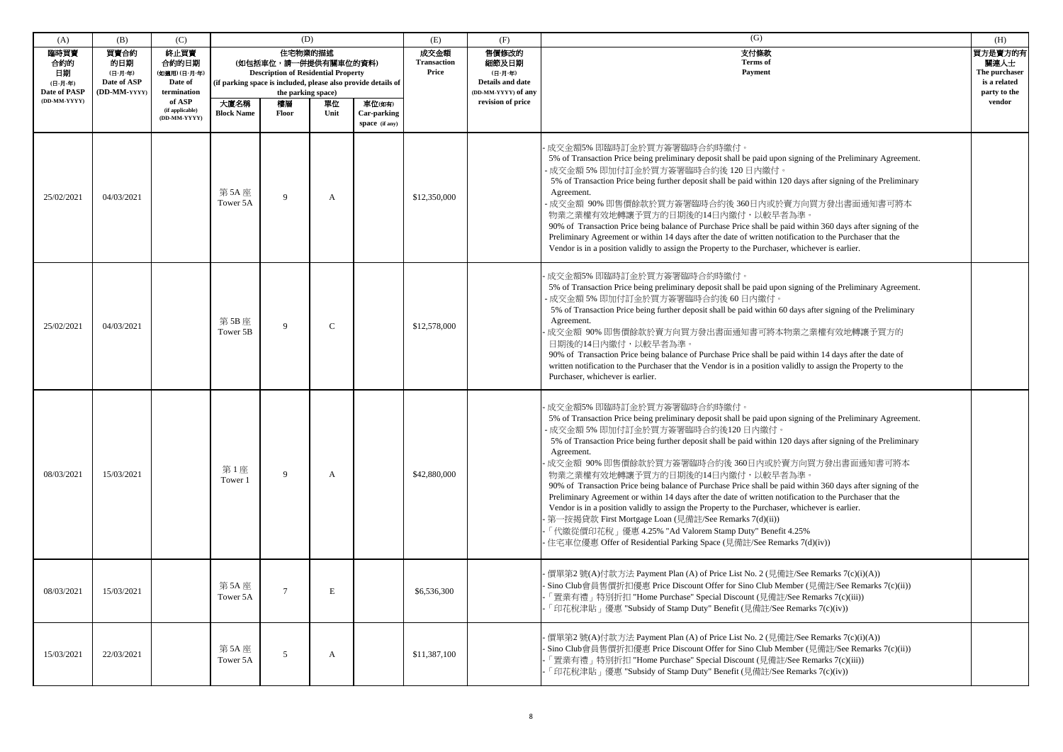| (A) | (B) | (C) | (D) | | | | (E) | (F) | (G) | (H) |
|---|---|---|---|---|---|---|---|---|---|---|
| 臨時買賣合約的日期 (日-月-年) Date of PASP (DD-MM-YYYY) | 買賣合約的日期 (日-月-年) Date of ASP (DD-MM-YYYY) | 終止買賣合約的日期 (如適用) (日-月-年) Date of termination of ASP (if applicable) (DD-MM-YYYY) | 住宅物業的描述 (如包括車位，請一併提供有關車位的資料) Description of Residential Property (if parking space is included, please also provide details of the parking space) | | | | 成交金額 Transaction Price | 售價修改的細節及日期 (日-月-年) Details and date (DD-MM-YYYY) of any revision of price | 支付條款 Terms of Payment | 買方是賣方的有關連人士 The purchaser is a related party to the vendor |
| | | | 大廈名稱 Block Name | 樓層 Floor | 單位 Unit | 車位(如有) Car-parking space (if any) | | | | |
| 25/02/2021 | 04/03/2021 | | 第 5A 座 Tower 5A | 9 | A | | $12,350,000 | | - 成交金額5% 即臨時訂金於買方簽署臨時合約時繳付。 5% of Transaction Price being preliminary deposit shall be paid upon signing of the Preliminary Agreement.<br>- 成交金額 5% 即加付訂金於買方簽署臨時合約後 120 日內繳付。 5% of Transaction Price being further deposit shall be paid within 120 days after signing of the Preliminary Agreement.<br>- 成交金額 90% 即售價餘款於買方簽署臨時合約後 360日內或於賣方向買方發出書面通知書可將本物業之業權有效地轉讓予買方的日期後的14日內繳付，以較早者為準。 90% of Transaction Price being balance of Purchase Price shall be paid within 360 days after signing of the Preliminary Agreement or within 14 days after the date of written notification to the Purchaser that the Vendor is in a position validly to assign the Property to the Purchaser, whichever is earlier. | |
| 25/02/2021 | 04/03/2021 | | 第 5B 座 Tower 5B | 9 | C | | $12,578,000 | | - 成交金額5% 即臨時訂金於買方簽署臨時合約時繳付。 5% of Transaction Price being preliminary deposit shall be paid upon signing of the Preliminary Agreement.<br>- 成交金額 5% 即加付訂金於買方簽署臨時合約後 60 日內繳付。 5% of Transaction Price being further deposit shall be paid within 60 days after signing of the Preliminary Agreement.<br>- 成交金額 90% 即售價餘款於賣方向買方發出書面通知書可將本物業之業權有效地轉讓予買方的日期後的14日內繳付，以較早者為準。 90% of Transaction Price being balance of Purchase Price shall be paid within 14 days after the date of written notification to the Purchaser that the Vendor is in a position validly to assign the Property to the Purchaser, whichever is earlier. | |
| 08/03/2021 | 15/03/2021 | | 第 1 座 Tower 1 | 9 | A | | $42,880,000 | | - 成交金額5% 即臨時訂金於買方簽署臨時合約時繳付。 5% of Transaction Price being preliminary deposit shall be paid upon signing of the Preliminary Agreement.<br>- 成交金額 5% 即加付訂金於買方簽署臨時合約後120 日內繳付。 5% of Transaction Price being further deposit shall be paid within 120 days after signing of the Preliminary Agreement.<br>- 成交金額 90% 即售價餘款於買方簽署臨時合約後 360日內或於賣方向買方發出書面通知書可將本物業之業權有效地轉讓予買方的日期後的14日內繳付，以較早者為準。 90% of Transaction Price being balance of Purchase Price shall be paid within 360 days after signing of the Preliminary Agreement or within 14 days after the date of written notification to the Purchaser that the Vendor is in a position validly to assign the Property to the Purchaser, whichever is earlier.<br>- 第一按揭貸款 First Mortgage Loan (見備註/See Remarks 7(d)(ii))<br>- 「代繳從價印花稅」優惠 4.25% "Ad Valorem Stamp Duty" Benefit 4.25%<br>- 住宅車位優惠 Offer of Residential Parking Space (見備註/See Remarks 7(d)(iv)) | |
| 08/03/2021 | 15/03/2021 | | 第 5A 座 Tower 5A | 7 | E | | $6,536,300 | | - 價單第2 號(A)付款方法 Payment Plan (A) of Price List No. 2 (見備註/See Remarks 7(c)(i)(A))<br>- Sino Club會員售價折扣優惠 Price Discount Offer for Sino Club Member (見備註/See Remarks 7(c)(ii))<br>- 「置業有禮」特別折扣 "Home Purchase" Special Discount (見備註/See Remarks 7(c)(iii))<br>- 「印花稅津貼」優惠 "Subsidy of Stamp Duty" Benefit (見備註/See Remarks 7(c)(iv)) | |
| 15/03/2021 | 22/03/2021 | | 第 5A 座 Tower 5A | 5 | A | | $11,387,100 | | - 價單第2 號(A)付款方法 Payment Plan (A) of Price List No. 2 (見備註/See Remarks 7(c)(i)(A))<br>- Sino Club會員售價折扣優惠 Price Discount Offer for Sino Club Member (見備註/See Remarks 7(c)(ii))<br>- 「置業有禮」特別折扣 "Home Purchase" Special Discount (見備註/See Remarks 7(c)(iii))<br>- 「印花稅津貼」優惠 "Subsidy of Stamp Duty" Benefit (見備註/See Remarks 7(c)(iv)) | |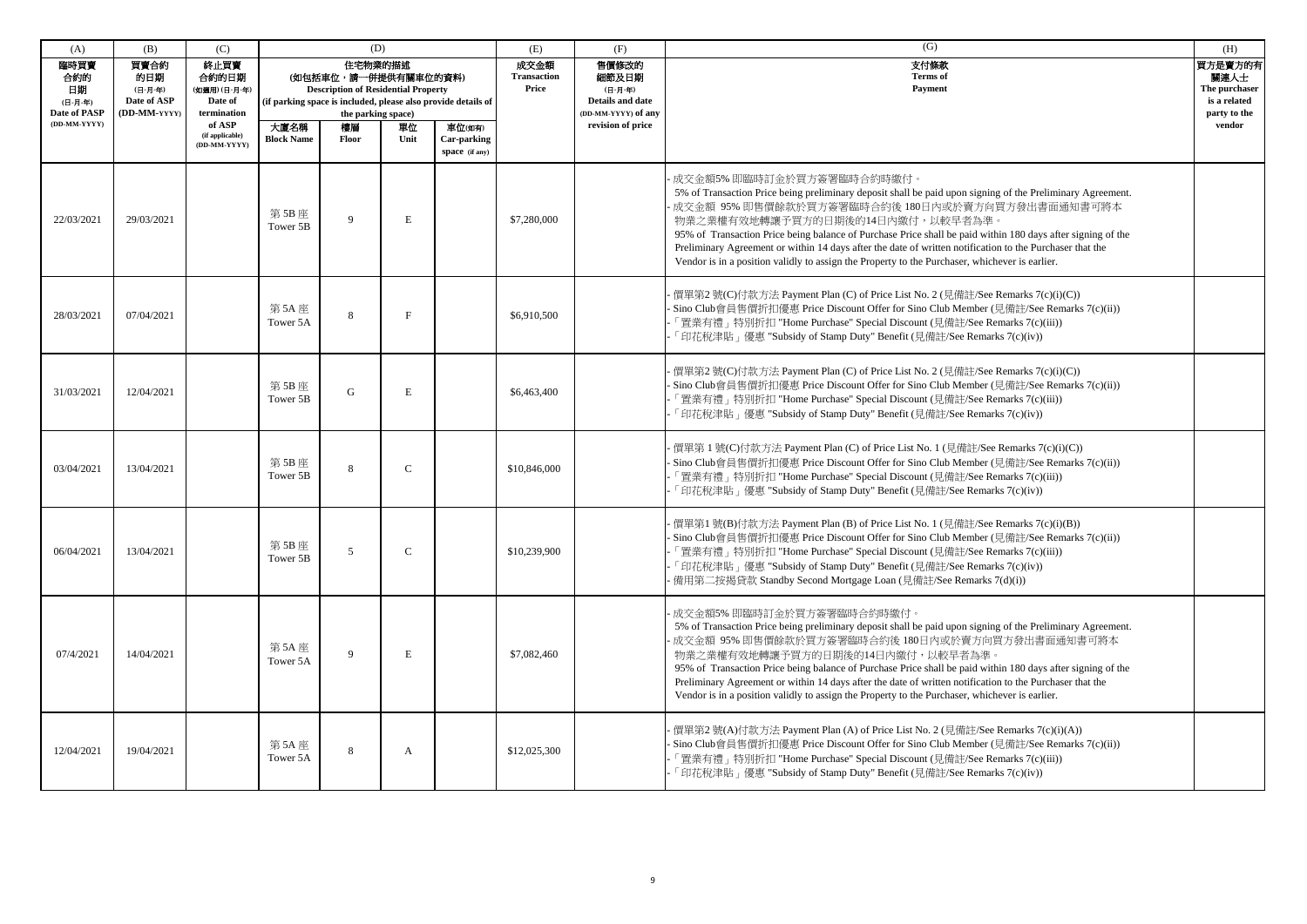| (A) | (B) | (C) | (D) | | | | (E) | (F) | (G) | (H) |
|---|---|---|---|---|---|---|---|---|---|---|
| 臨時買賣合約的日期 (日-月-年) Date of PASP (DD-MM-YYYY) | 買賣合約的日期 (日-月-年) Date of ASP (DD-MM-YYYY) | 終止買賣合約的日期 (如適用) (日-月-年) Date of termination of ASP (if applicable) (DD-MM-YYYY) | 住宅物業的描述 (如包括車位，請一併提供有關車位的資料) Description of Residential Property (if parking space is included, please also provide details of the parking space) | | | | 成交金額 Transaction Price | 售價修改的細節及日期 (日-月-年) Details and date (DD-MM-YYYY) of any revision of price | 支付條款 Terms of Payment | 買方是賣方的有關連人士 The purchaser is a related party to the vendor |
| | | | 大廈名稱 Block Name | 樓層 Floor | 單位 Unit | 車位(如有) Car-parking space (if any) | | | | |
| 22/03/2021 | 29/03/2021 | | 第 5B 座 Tower 5B | 9 | E | | $7,280,000 | | - 成交金額5% 即臨時訂金於買方簽署臨時合約時繳付。 5% of Transaction Price being preliminary deposit shall be paid upon signing of the Preliminary Agreement. - 成交金額 95% 即售價餘款於買方簽署臨時合約後 180日內或於賣方向買方發出書面通知書可將本物業之業權有效地轉讓予買方的日期後的14日內繳付，以較早者為準。 95% of Transaction Price being balance of Purchase Price shall be paid within 180 days after signing of the Preliminary Agreement or within 14 days after the date of written notification to the Purchaser that the Vendor is in a position validly to assign the Property to the Purchaser, whichever is earlier. | |
| 28/03/2021 | 07/04/2021 | | 第 5A 座 Tower 5A | 8 | F | | $6,910,500 | | - 價單第2 號(C)付款方法 Payment Plan (C) of Price List No. 2 (見備註/See Remarks 7(c)(i)(C)) - Sino Club會員售價折扣優惠 Price Discount Offer for Sino Club Member (見備註/See Remarks 7(c)(ii)) -「置業有禮」特別折扣 "Home Purchase" Special Discount (見備註/See Remarks 7(c)(iii)) -「印花稅津貼」優惠 "Subsidy of Stamp Duty" Benefit (見備註/See Remarks 7(c)(iv)) | |
| 31/03/2021 | 12/04/2021 | | 第 5B 座 Tower 5B | G | E | | $6,463,400 | | - 價單第2 號(C)付款方法 Payment Plan (C) of Price List No. 2 (見備註/See Remarks 7(c)(i)(C)) - Sino Club會員售價折扣優惠 Price Discount Offer for Sino Club Member (見備註/See Remarks 7(c)(ii)) -「置業有禮」特別折扣 "Home Purchase" Special Discount (見備註/See Remarks 7(c)(iii)) -「印花稅津貼」優惠 "Subsidy of Stamp Duty" Benefit (見備註/See Remarks 7(c)(iv)) | |
| 03/04/2021 | 13/04/2021 | | 第 5B 座 Tower 5B | 8 | C | | $10,846,000 | | - 價單第 1 號(C)付款方法 Payment Plan (C) of Price List No. 1 (見備註/See Remarks 7(c)(i)(C)) - Sino Club會員售價折扣優惠 Price Discount Offer for Sino Club Member (見備註/See Remarks 7(c)(ii)) -「置業有禮」特別折扣 "Home Purchase" Special Discount (見備註/See Remarks 7(c)(iii)) -「印花稅津貼」優惠 "Subsidy of Stamp Duty" Benefit (見備註/See Remarks 7(c)(iv)) | |
| 06/04/2021 | 13/04/2021 | | 第 5B 座 Tower 5B | 5 | C | | $10,239,900 | | - 價單第1 號(B)付款方法 Payment Plan (B) of Price List No. 1 (見備註/See Remarks 7(c)(i)(B)) - Sino Club會員售價折扣優惠 Price Discount Offer for Sino Club Member (見備註/See Remarks 7(c)(ii)) -「置業有禮」特別折扣 "Home Purchase" Special Discount (見備註/See Remarks 7(c)(iii)) -「印花稅津貼」優惠 "Subsidy of Stamp Duty" Benefit (見備註/See Remarks 7(c)(iv)) - 備用第二按揭貸款 Standby Second Mortgage Loan (見備註/See Remarks 7(d)(i)) | |
| 07/4/2021 | 14/04/2021 | | 第 5A 座 Tower 5A | 9 | E | | $7,082,460 | | - 成交金額5% 即臨時訂金於買方簽署臨時合約時繳付。 5% of Transaction Price being preliminary deposit shall be paid upon signing of the Preliminary Agreement. - 成交金額 95% 即售價餘款於買方簽署臨時合約後 180日內或於賣方向買方發出書面通知書可將本物業之業權有效地轉讓予買方的日期後的14日內繳付，以較早者為準。 95% of Transaction Price being balance of Purchase Price shall be paid within 180 days after signing of the Preliminary Agreement or within 14 days after the date of written notification to the Purchaser that the Vendor is in a position validly to assign the Property to the Purchaser, whichever is earlier. | |
| 12/04/2021 | 19/04/2021 | | 第 5A 座 Tower 5A | 8 | A | | $12,025,300 | | - 價單第2 號(A)付款方法 Payment Plan (A) of Price List No. 2 (見備註/See Remarks 7(c)(i)(A)) - Sino Club會員售價折扣優惠 Price Discount Offer for Sino Club Member (見備註/See Remarks 7(c)(ii)) -「置業有禮」特別折扣 "Home Purchase" Special Discount (見備註/See Remarks 7(c)(iii)) -「印花稅津貼」優惠 "Subsidy of Stamp Duty" Benefit (見備註/See Remarks 7(c)(iv)) | |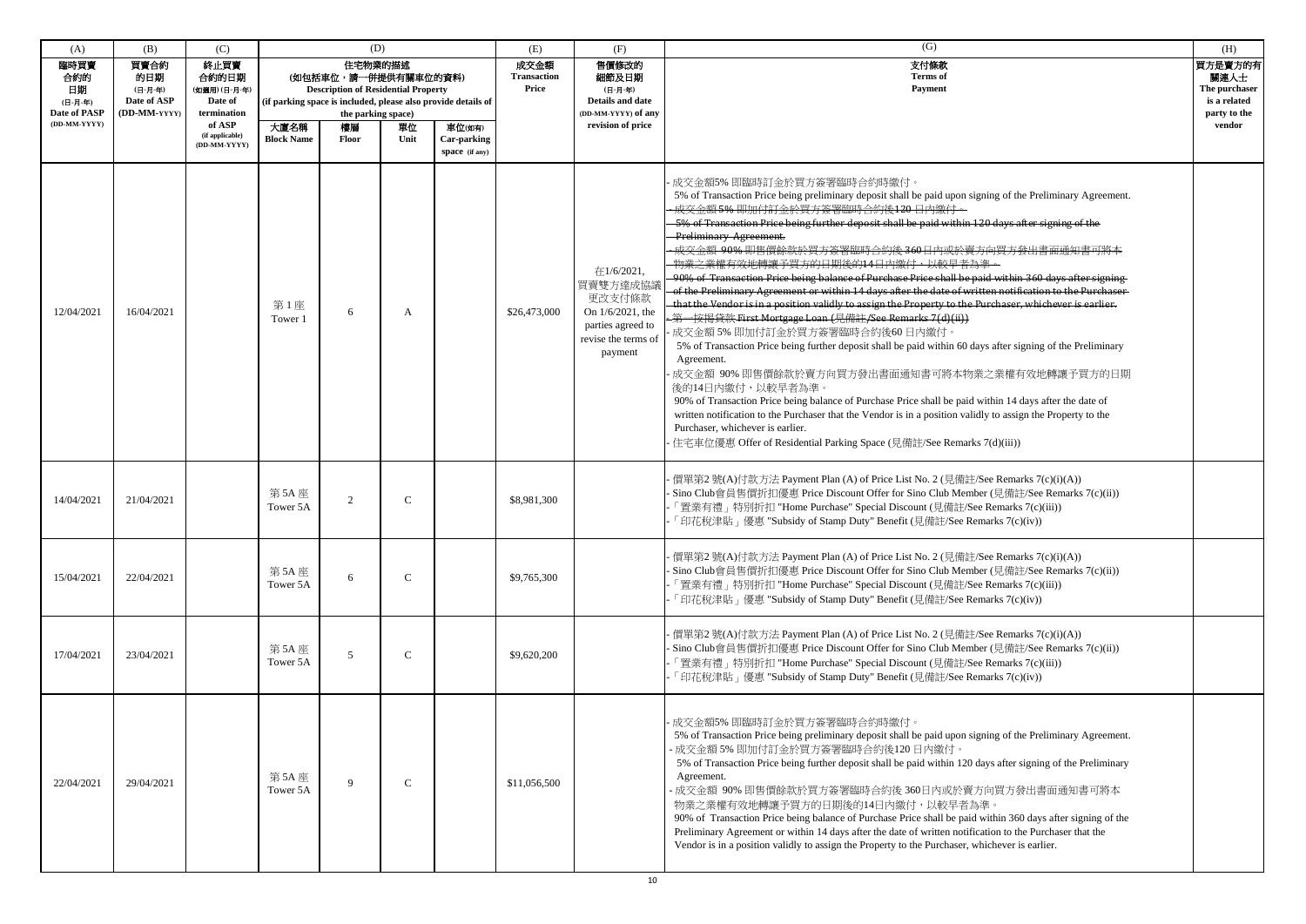| (A) | (B) | (C) | (D) | | | | (E) | (F) | (G) | (H) |
|---|---|---|---|---|---|---|---|---|---|---|
| 臨時買賣合約的日期 (日-月-年) Date of PASP (DD-MM-YYYY) | 買賣合約的日期 (日-月-年) Date of ASP (DD-MM-YYYY) | 終止買賣合約的日期 (如適用) (日-月-年) Date of termination of ASP (if applicable) (DD-MM-YYYY) | 住宅物業的描述 (如包括車位，請一併提供有關車位的資料) Description of Residential Property (if parking space is included, please also provide details of the parking space) | | | | 成交金額 Transaction Price | 售價修改的細節及日期 (日-月-年) Details and date (DD-MM-YYYY) of any revision of price | 支付條款 Terms of Payment | 買方是賣方的有關連人士 The purchaser is a related party to the vendor |
| | | | 大廈名稱 Block Name | 樓層 Floor | 單位 Unit | 車位(如有) Car-parking space (if any) | | | | |
| 12/04/2021 | 16/04/2021 | | 第 1 座 Tower 1 | 6 | A | | $26,473,000 | 在1/6/2021, 買賣雙方達成協議更改支付條款 On 1/6/2021, the parties agreed to revise the terms of payment | - 成交金額5% 即臨時訂金於買方簽署臨時合約時繳付。 5% of Transaction Price being preliminary deposit shall be paid upon signing of the Preliminary Agreement.<br>~~- 成交金額5% 即加付訂金於買方簽署臨時合約後120 日內繳付。 5% of Transaction Price being further deposit shall be paid within 120 days after signing of the Preliminary Agreement.~~<br>~~- 成交金額 90% 即售價餘款於買方簽署臨時合約後 360 日內或於賣方向買方發出書面通知書可將本物業之業權有效地轉讓予買方的日期後的14日內繳付，以較早者為準。 90% of Transaction Price being balance of Purchase Price shall be paid within 360 days after signing of the Preliminary Agreement or within 14 days after the date of written notification to the Purchaser that the Vendor is in a position validly to assign the Property to the Purchaser, whichever is earlier.~~<br>~~- 第一按揭貸款 First Mortgage Loan (見備註/See Remarks 7(d)(ii))~~<br>- 成交金額 5% 即加付訂金於買方簽署臨時合約後60 日內繳付。 5% of Transaction Price being further deposit shall be paid within 60 days after signing of the Preliminary Agreement.<br>- 成交金額 90% 即售價餘款於賣方向買方發出書面通知書可將本物業之業權有效地轉讓予買方的日期後的14日內繳付，以較早者為準。 90% of Transaction Price being balance of Purchase Price shall be paid within 14 days after the date of written notification to the Purchaser that the Vendor is in a position validly to assign the Property to the Purchaser, whichever is earlier.<br>- 住宅車位優惠 Offer of Residential Parking Space (見備註/See Remarks 7(d)(iii)) | |
| 14/04/2021 | 21/04/2021 | | 第 5A 座 Tower 5A | 2 | C | | $8,981,300 | | - 價單第2 號(A)付款方法 Payment Plan (A) of Price List No. 2 (見備註/See Remarks 7(c)(i)(A))<br>- Sino Club會員售價折扣優惠 Price Discount Offer for Sino Club Member (見備註/See Remarks 7(c)(ii))<br>- 「置業有禮」特別折扣 "Home Purchase" Special Discount (見備註/See Remarks 7(c)(iii))<br>- 「印花稅津貼」優惠 "Subsidy of Stamp Duty" Benefit (見備註/See Remarks 7(c)(iv)) | |
| 15/04/2021 | 22/04/2021 | | 第 5A 座 Tower 5A | 6 | C | | $9,765,300 | | - 價單第2 號(A)付款方法 Payment Plan (A) of Price List No. 2 (見備註/See Remarks 7(c)(i)(A))<br>- Sino Club會員售價折扣優惠 Price Discount Offer for Sino Club Member (見備註/See Remarks 7(c)(ii))<br>- 「置業有禮」特別折扣 "Home Purchase" Special Discount (見備註/See Remarks 7(c)(iii))<br>- 「印花稅津貼」優惠 "Subsidy of Stamp Duty" Benefit (見備註/See Remarks 7(c)(iv)) | |
| 17/04/2021 | 23/04/2021 | | 第 5A 座 Tower 5A | 5 | C | | $9,620,200 | | - 價單第2 號(A)付款方法 Payment Plan (A) of Price List No. 2 (見備註/See Remarks 7(c)(i)(A))<br>- Sino Club會員售價折扣優惠 Price Discount Offer for Sino Club Member (見備註/See Remarks 7(c)(ii))<br>- 「置業有禮」特別折扣 "Home Purchase" Special Discount (見備註/See Remarks 7(c)(iii))<br>- 「印花稅津貼」優惠 "Subsidy of Stamp Duty" Benefit (見備註/See Remarks 7(c)(iv)) | |
| 22/04/2021 | 29/04/2021 | | 第 5A 座 Tower 5A | 9 | C | | $11,056,500 | | - 成交金額5% 即臨時訂金於買方簽署臨時合約時繳付。 5% of Transaction Price being preliminary deposit shall be paid upon signing of the Preliminary Agreement.<br>- 成交金額 5% 即加付訂金於買方簽署臨時合約後120 日內繳付。 5% of Transaction Price being further deposit shall be paid within 120 days after signing of the Preliminary Agreement.<br>- 成交金額 90% 即售價餘款於買方簽署臨時合約後 360日內或於賣方向買方發出書面通知書可將本物業之業權有效地轉讓予買方的日期後的14日內繳付，以較早者為準。 90% of Transaction Price being balance of Purchase Price shall be paid within 360 days after signing of the Preliminary Agreement or within 14 days after the date of written notification to the Purchaser that the Vendor is in a position validly to assign the Property to the Purchaser, whichever is earlier. | |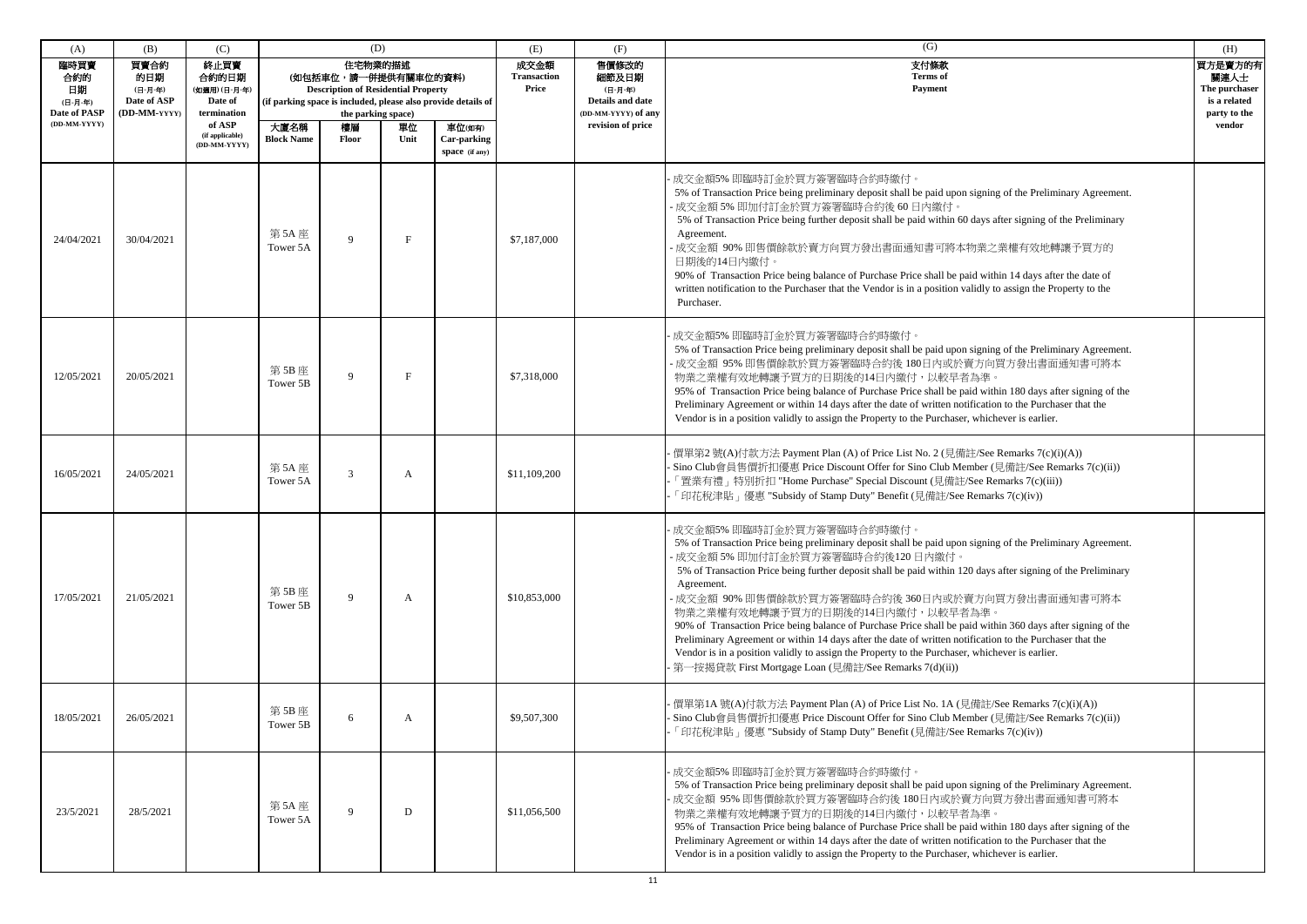| (A) | (B) | (C) | (D) | | | | (E) | (F) | (G) | (H) |
|---|---|---|---|---|---|---|---|---|---|---|
| 臨時買賣合約的日期 (日-月-年) Date of PASP (DD-MM-YYYY) | 買賣合約的日期 (日-月-年) Date of ASP (DD-MM-YYYY) | 終止買賣合約的日期 (如適用) (日-月-年) Date of termination of ASP (if applicable) (DD-MM-YYYY) | 住宅物業的描述 (如包括車位，請一併提供有關車位的資料) Description of Residential Property (if parking space is included, please also provide details of the parking space) | | | | 成交金額 Transaction Price | 售價修改的細節及日期 (日-月-年) Details and date (DD-MM-YYYY) of any revision of price | 支付條款 Terms of Payment | 買方是賣方的有關連人士 The purchaser is a related party to the vendor |
| | | | 大廈名稱 Block Name | 樓層 Floor | 單位 Unit | 車位(如有) Car-parking space (if any) | | | | |
| 24/04/2021 | 30/04/2021 | | 第 5A 座 Tower 5A | 9 | F | | $7,187,000 | | - 成交金額5% 即臨時訂金於買方簽署臨時合約時繳付。 5% of Transaction Price being preliminary deposit shall be paid upon signing of the Preliminary Agreement.<br>- 成交金額 5% 即加付訂金於買方簽署臨時合約後 60 日內繳付。 5% of Transaction Price being further deposit shall be paid within 60 days after signing of the Preliminary Agreement.<br>- 成交金額 90% 即售價餘款於賣方向買方發出書面通知書可將本物業之業權有效地轉讓予買方的日期後的14日內繳付。 90% of Transaction Price being balance of Purchase Price shall be paid within 14 days after the date of written notification to the Purchaser that the Vendor is in a position validly to assign the Property to the Purchaser. | |
| 12/05/2021 | 20/05/2021 | | 第 5B 座 Tower 5B | 9 | F | | $7,318,000 | | - 成交金額5% 即臨時訂金於買方簽署臨時合約時繳付。 5% of Transaction Price being preliminary deposit shall be paid upon signing of the Preliminary Agreement.<br>- 成交金額 95% 即售價餘款於買方簽署臨時合約後 180日內或於賣方向買方發出書面通知書可將本物業之業權有效地轉讓予買方的日期後的14日內繳付，以較早者為準。 95% of Transaction Price being balance of Purchase Price shall be paid within 180 days after signing of the Preliminary Agreement or within 14 days after the date of written notification to the Purchaser that the Vendor is in a position validly to assign the Property to the Purchaser, whichever is earlier. | |
| 16/05/2021 | 24/05/2021 | | 第 5A 座 Tower 5A | 3 | A | | $11,109,200 | | - 價單第2 號(A)付款方法 Payment Plan (A) of Price List No. 2 (見備註/See Remarks 7(c)(i)(A))<br>- Sino Club會員售價折扣優惠 Price Discount Offer for Sino Club Member (見備註/See Remarks 7(c)(ii))<br>-「置業有禮」特別折扣 "Home Purchase" Special Discount (見備註/See Remarks 7(c)(iii))<br>-「印花稅津貼」優惠 "Subsidy of Stamp Duty" Benefit (見備註/See Remarks 7(c)(iv)) | |
| 17/05/2021 | 21/05/2021 | | 第 5B 座 Tower 5B | 9 | A | | $10,853,000 | | - 成交金額5% 即臨時訂金於買方簽署臨時合約時繳付。 5% of Transaction Price being preliminary deposit shall be paid upon signing of the Preliminary Agreement.<br>- 成交金額 5% 即加付訂金於買方簽署臨時合約後120 日內繳付。 5% of Transaction Price being further deposit shall be paid within 120 days after signing of the Preliminary Agreement.<br>- 成交金額 90% 即售價餘款於買方簽署臨時合約後 360日內或於賣方向買方發出書面通知書可將本物業之業權有效地轉讓予買方的日期後的14日內繳付，以較早者為準。 90% of Transaction Price being balance of Purchase Price shall be paid within 360 days after signing of the Preliminary Agreement or within 14 days after the date of written notification to the Purchaser that the Vendor is in a position validly to assign the Property to the Purchaser, whichever is earlier.<br>- 第一按揭貸款 First Mortgage Loan (見備註/See Remarks 7(d)(ii)) | |
| 18/05/2021 | 26/05/2021 | | 第 5B 座 Tower 5B | 6 | A | | $9,507,300 | | - 價單第1A 號(A)付款方法 Payment Plan (A) of Price List No. 1A (見備註/See Remarks 7(c)(i)(A))<br>- Sino Club會員售價折扣優惠 Price Discount Offer for Sino Club Member (見備註/See Remarks 7(c)(ii))<br>-「印花稅津貼」優惠 "Subsidy of Stamp Duty" Benefit (見備註/See Remarks 7(c)(iv)) | |
| 23/5/2021 | 28/5/2021 | | 第 5A 座 Tower 5A | 9 | D | | $11,056,500 | | - 成交金額5% 即臨時訂金於買方簽署臨時合約時繳付。 5% of Transaction Price being preliminary deposit shall be paid upon signing of the Preliminary Agreement.<br>- 成交金額 95% 即售價餘款於買方簽署臨時合約後 180日內或於賣方向買方發出書面通知書可將本物業之業權有效地轉讓予買方的日期後的14日內繳付，以較早者為準。 95% of Transaction Price being balance of Purchase Price shall be paid within 180 days after signing of the Preliminary Agreement or within 14 days after the date of written notification to the Purchaser that the Vendor is in a position validly to assign the Property to the Purchaser, whichever is earlier. | |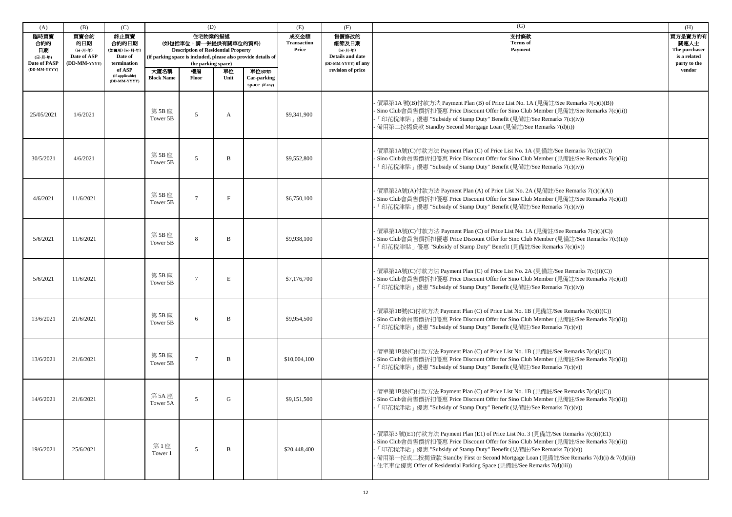| (A) | (B) | (C) | (D) | | | | (E) | (F) | (G) | (H) |
|---|---|---|---|---|---|---|---|---|---|---|
| 臨時買賣合約的日期 (日-月-年) Date of PASP (DD-MM-YYYY) | 買賣合約的日期 (日-月-年) Date of ASP (DD-MM-YYYY) | 終止買賣合約的日期 (如適用) (日-月-年) Date of termination of ASP (if applicable) (DD-MM-YYYY) | 住宅物業的描述 (如包括車位，請一併提供有關車位的資料) Description of Residential Property (if parking space is included, please also provide details of the parking space) | | | | 成交金額 Transaction Price | 售價修改的細節及日期 (日-月-年) Details and date (DD-MM-YYYY) of any revision of price | 支付條款 Terms of Payment | 買方是賣方的有關連人士 The purchaser is a related party to the vendor |
| | | | 大廈名稱 Block Name | 樓層 Floor | 單位 Unit | 車位(如有) Car-parking space (if any) | | | | |
| 25/05/2021 | 1/6/2021 | | 第 5B 座 Tower 5B | 5 | A | | $9,341,900 | | - 價單第1A 號(B)付款方法 Payment Plan (B) of Price List No. 1A (見備註/See Remarks 7(c)(i)(B))<br>- Sino Club會員售價折扣優惠 Price Discount Offer for Sino Club Member (見備註/See Remarks 7(c)(ii))<br>- 「印花稅津貼」優惠 "Subsidy of Stamp Duty" Benefit (見備註/See Remarks 7(c)(iv))<br>- 備用第二按揭貸款 Standby Second Mortgage Loan (見備註/See Remarks 7(d)(i)) | |
| 30/5/2021 | 4/6/2021 | | 第 5B 座 Tower 5B | 5 | B | | $9,552,800 | | - 價單第1A號(C)付款方法 Payment Plan (C) of Price List No. 1A (見備註/See Remarks 7(c)(i)(C))<br>- Sino Club會員售價折扣優惠 Price Discount Offer for Sino Club Member (見備註/See Remarks 7(c)(ii))<br>- 「印花稅津貼」優惠 "Subsidy of Stamp Duty" Benefit (見備註/See Remarks 7(c)(iv)) | |
| 4/6/2021 | 11/6/2021 | | 第 5B 座 Tower 5B | 7 | F | | $6,750,100 | | - 價單第2A號(A)付款方法 Payment Plan (A) of Price List No. 2A (見備註/See Remarks 7(c)(i)(A))<br>- Sino Club會員售價折扣優惠 Price Discount Offer for Sino Club Member (見備註/See Remarks 7(c)(ii))<br>- 「印花稅津貼」優惠 "Subsidy of Stamp Duty" Benefit (見備註/See Remarks 7(c)(iv)) | |
| 5/6/2021 | 11/6/2021 | | 第 5B 座 Tower 5B | 8 | B | | $9,938,100 | | - 價單第1A號(C)付款方法 Payment Plan (C) of Price List No. 1A (見備註/See Remarks 7(c)(i)(C))<br>- Sino Club會員售價折扣優惠 Price Discount Offer for Sino Club Member (見備註/See Remarks 7(c)(ii))<br>- 「印花稅津貼」優惠 "Subsidy of Stamp Duty" Benefit (見備註/See Remarks 7(c)(iv)) | |
| 5/6/2021 | 11/6/2021 | | 第 5B 座 Tower 5B | 7 | E | | $7,176,700 | | - 價單第2A號(C)付款方法 Payment Plan (C) of Price List No. 2A (見備註/See Remarks 7(c)(i)(C))<br>- Sino Club會員售價折扣優惠 Price Discount Offer for Sino Club Member (見備註/See Remarks 7(c)(ii))<br>- 「印花稅津貼」優惠 "Subsidy of Stamp Duty" Benefit (見備註/See Remarks 7(c)(iv)) | |
| 13/6/2021 | 21/6/2021 | | 第 5B 座 Tower 5B | 6 | B | | $9,954,500 | | - 價單第1B號(C)付款方法 Payment Plan (C) of Price List No. 1B (見備註/See Remarks 7(c)(i)(C))<br>- Sino Club會員售價折扣優惠 Price Discount Offer for Sino Club Member (見備註/See Remarks 7(c)(ii))<br>- 「印花稅津貼」優惠 "Subsidy of Stamp Duty" Benefit (見備註/See Remarks 7(c)(v)) | |
| 13/6/2021 | 21/6/2021 | | 第 5B 座 Tower 5B | 7 | B | | $10,004,100 | | - 價單第1B號(C)付款方法 Payment Plan (C) of Price List No. 1B (見備註/See Remarks 7(c)(i)(C))<br>- Sino Club會員售價折扣優惠 Price Discount Offer for Sino Club Member (見備註/See Remarks 7(c)(ii))<br>- 「印花稅津貼」優惠 "Subsidy of Stamp Duty" Benefit (見備註/See Remarks 7(c)(v)) | |
| 14/6/2021 | 21/6/2021 | | 第 5A 座 Tower 5A | 5 | G | | $9,151,500 | | - 價單第1B號(C)付款方法 Payment Plan (C) of Price List No. 1B (見備註/See Remarks 7(c)(i)(C))<br>- Sino Club會員售價折扣優惠 Price Discount Offer for Sino Club Member (見備註/See Remarks 7(c)(ii))<br>- 「印花稅津貼」優惠 "Subsidy of Stamp Duty" Benefit (見備註/See Remarks 7(c)(v)) | |
| 19/6/2021 | 25/6/2021 | | 第 1 座 Tower 1 | 5 | B | | $20,448,400 | | - 價單第3 號(E1)付款方法 Payment Plan (E1) of Price List No. 3 (見備註/See Remarks 7(c)(i)(E1)<br>- Sino Club會員售價折扣優惠 Price Discount Offer for Sino Club Member (見備註/See Remarks 7(c)(ii))<br>- 「印花稅津貼」優惠 "Subsidy of Stamp Duty" Benefit (見備註/See Remarks 7(c)(v))<br>- 備用第一按或二按揭貸款 Standby First or Second Mortgage Loan (見備註/See Remarks 7(d)(i) & 7(d)(ii))<br>- 住宅車位優惠 Offer of Residential Parking Space (見備註/See Remarks 7(d)(iii)) | |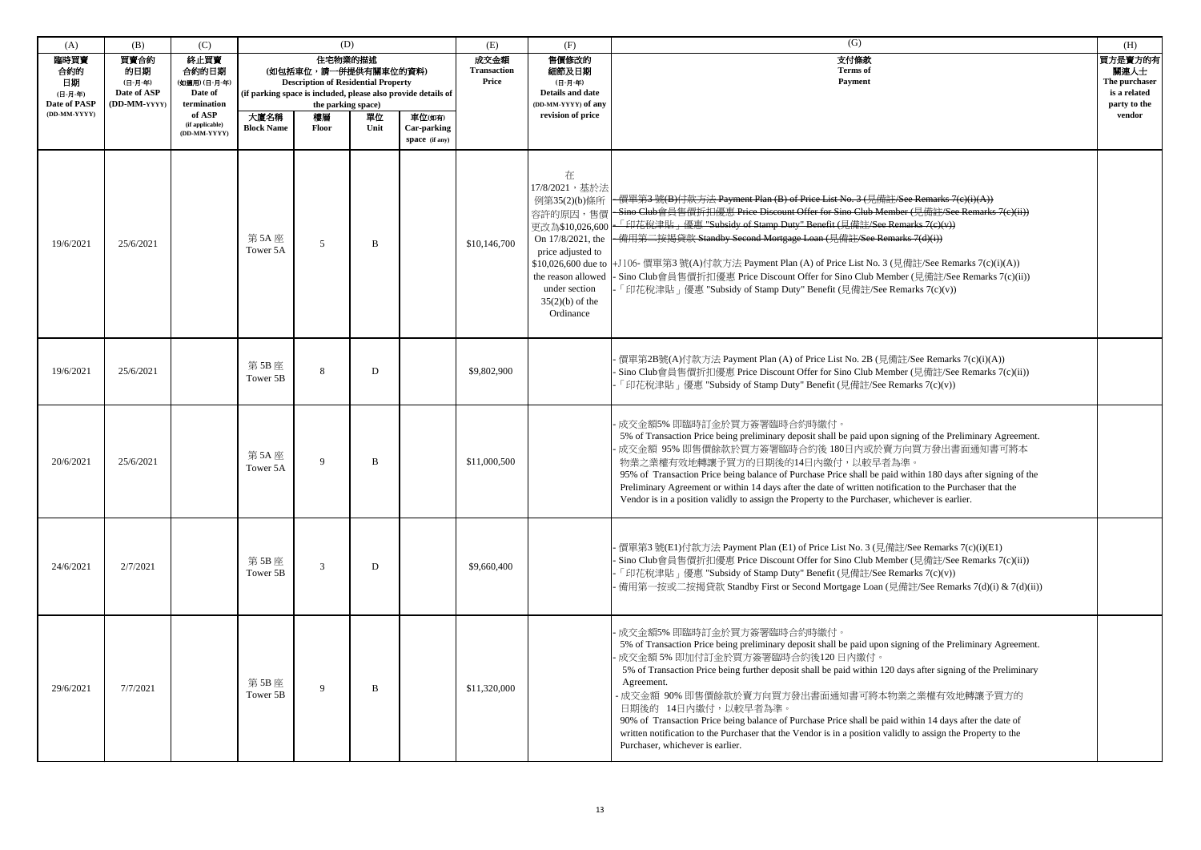| (A) | (B) | (C) | (D) | | | | (E) | (F) | (G) | (H) |
|---|---|---|---|---|---|---|---|---|---|---|
| 臨時買賣合約的日期 (日-月-年) Date of PASP (DD-MM-YYYY) | 買賣合約的日期 (日-月-年) Date of ASP (DD-MM-YYYY) | 終止買賣合約的日期 (如適用) (日-月-年) Date of termination of ASP (if applicable) (DD-MM-YYYY) | 住宅物業的描述 (如包括車位，請一併提供有關車位的資料) Description of Residential Property (if parking space is included, please also provide details of the parking space) | | | | 成交金額 Transaction Price | 售價修改的細節及日期 (日-月-年) Details and date (DD-MM-YYYY) of any revision of price | 支付條款 Terms of Payment | 買方是賣方的有關連人士 The purchaser is a related party to the vendor |
| | | | 大廈名稱 Block Name | 樓層 Floor | 單位 Unit | 車位(如有) Car-parking space (if any) | | | | |
| 19/6/2021 | 25/6/2021 | | 第 5A 座 Tower 5A | 5 | B | | $10,146,700 | 在17/8/2021，基於法例第35(2)(b)條所容許的原因，售價更改為$10,026,600 On 17/8/2021, the price adjusted to $10,026,600 due to the reason allowed under section 35(2)(b) of the Ordinance | ~~- 價單第3 號(B)付款方法 Payment Plan (B) of Price List No. 3 (見備註/See Remarks 7(c)(i)(A))~~<br>~~- Sino Club會員售價折扣優惠 Price Discount Offer for Sino Club Member (見備註/See Remarks 7(c)(ii))~~<br>~~- 「印花稅津貼」優惠 "Subsidy of Stamp Duty" Benefit (見備註/See Remarks 7(c)(v))~~<br>~~- 備用第二按揭貸款 Standby Second Mortgage Loan (見備註/See Remarks 7(d)(i))~~<br>+J106- 價單第3 號(A)付款方法 Payment Plan (A) of Price List No. 3 (見備註/See Remarks 7(c)(i)(A))<br>- Sino Club會員售價折扣優惠 Price Discount Offer for Sino Club Member (見備註/See Remarks 7(c)(ii))<br>- 「印花稅津貼」優惠 "Subsidy of Stamp Duty" Benefit (見備註/See Remarks 7(c)(v)) | |
| 19/6/2021 | 25/6/2021 | | 第 5B 座 Tower 5B | 8 | D | | $9,802,900 | | - 價單第2B號(A)付款方法 Payment Plan (A) of Price List No. 2B (見備註/See Remarks 7(c)(i)(A))<br>- Sino Club會員售價折扣優惠 Price Discount Offer for Sino Club Member (見備註/See Remarks 7(c)(ii))<br>- 「印花稅津貼」優惠 "Subsidy of Stamp Duty" Benefit (見備註/See Remarks 7(c)(v)) | |
| 20/6/2021 | 25/6/2021 | | 第 5A 座 Tower 5A | 9 | B | | $11,000,500 | | - 成交金額5% 即臨時訂金於買方簽署臨時合約時繳付。<br>5% of Transaction Price being preliminary deposit shall be paid upon signing of the Preliminary Agreement.<br>- 成交金額 95% 即售價餘款於買方簽署臨時合約後 180日內或於賣方向買方發出書面通知書可將本物業之業權有效地轉讓予買方的日期後的14日內繳付，以較早者為準。<br>95% of Transaction Price being balance of Purchase Price shall be paid within 180 days after signing of the Preliminary Agreement or within 14 days after the date of written notification to the Purchaser that the Vendor is in a position validly to assign the Property to the Purchaser, whichever is earlier. | |
| 24/6/2021 | 2/7/2021 | | 第 5B 座 Tower 5B | 3 | D | | $9,660,400 | | - 價單第3 號(E1)付款方法 Payment Plan (E1) of Price List No. 3 (見備註/See Remarks 7(c)(i)(E1)<br>- Sino Club會員售價折扣優惠 Price Discount Offer for Sino Club Member (見備註/See Remarks 7(c)(ii))<br>- 「印花稅津貼」優惠 "Subsidy of Stamp Duty" Benefit (見備註/See Remarks 7(c)(v))<br>- 備用第一按或二按揭貸款 Standby First or Second Mortgage Loan (見備註/See Remarks 7(d)(i) & 7(d)(ii)) | |
| 29/6/2021 | 7/7/2021 | | 第 5B 座 Tower 5B | 9 | B | | $11,320,000 | | - 成交金額5% 即臨時訂金於買方簽署臨時合約時繳付。<br>5% of Transaction Price being preliminary deposit shall be paid upon signing of the Preliminary Agreement.<br>- 成交金額 5% 即加付訂金於買方簽署臨時合約後120 日內繳付。<br>5% of Transaction Price being further deposit shall be paid within 120 days after signing of the Preliminary Agreement.<br>- 成交金額 90% 即售價餘款於賣方向買方發出書面通知書可將本物業之業權有效地轉讓予買方的日期後的 14日內繳付，以較早者為準。<br>90% of Transaction Price being balance of Purchase Price shall be paid within 14 days after the date of written notification to the Purchaser that the Vendor is in a position validly to assign the Property to the Purchaser, whichever is earlier. | |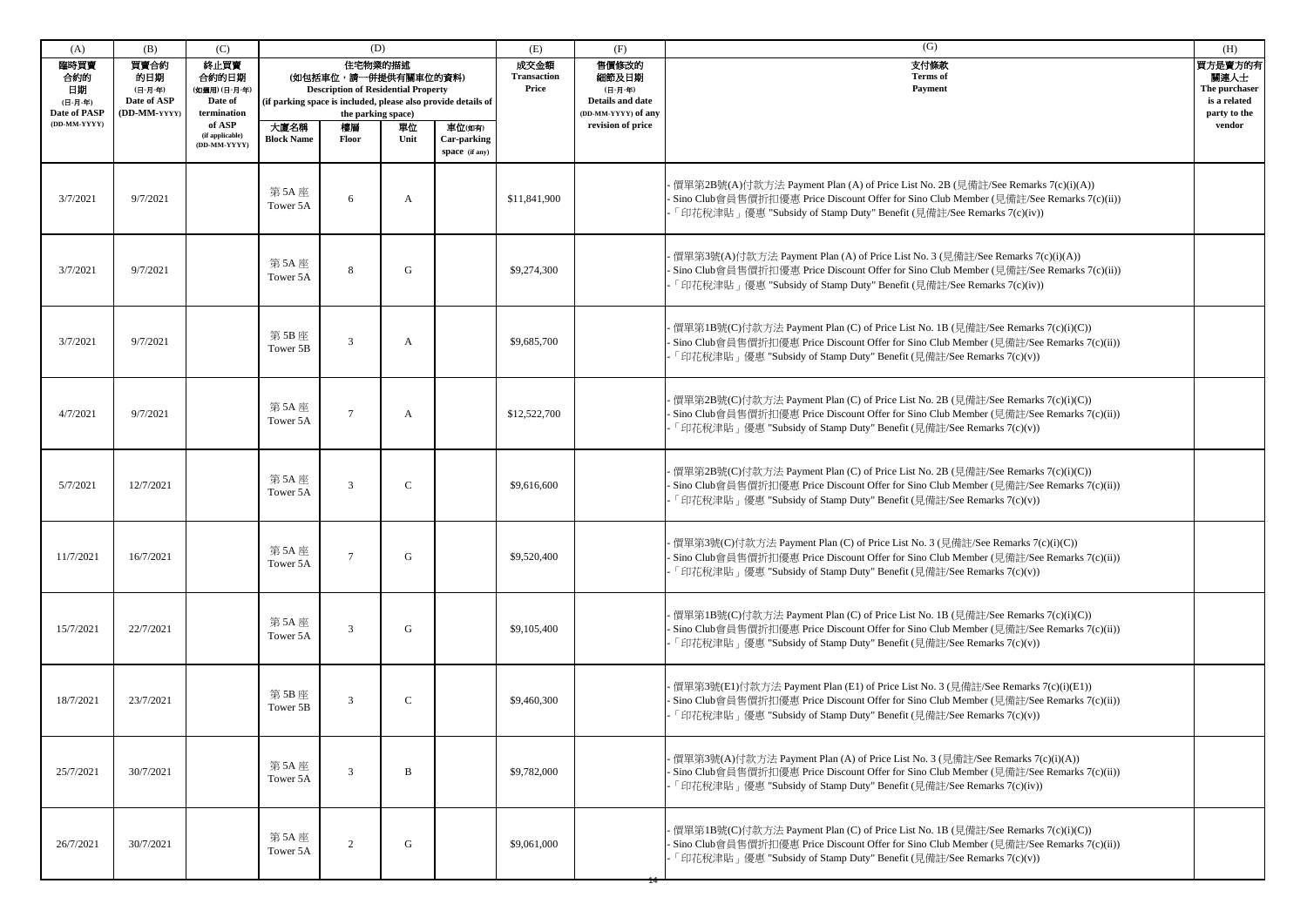| (A) | (B) | (C) | (D) | | | | (E) | (F) | (G) | (H) |
|---|---|---|---|---|---|---|---|---|---|---|
| 臨時買賣合約的日期 (日-月-年) Date of PASP (DD-MM-YYYY) | 買賣合約的日期 (日-月-年) Date of ASP (DD-MM-YYYY) | 終止買賣合約的日期 (如適用) (日-月-年) Date of termination of ASP (if applicable) (DD-MM-YYYY) | 住宅物業的描述 (如包括車位，請一併提供有關車位的資料) Description of Residential Property (if parking space is included, please also provide details of the parking space) | | | | 成交金額 Transaction Price | 售價修改的細節及日期 (日-月-年) Details and date (DD-MM-YYYY) of any revision of price | 支付條款 Terms of Payment | 買方是賣方的有關連人士 The purchaser is a related party to the vendor |
| | | | 大廈名稱 Block Name | 樓層 Floor | 單位 Unit | 車位(如有) Car-parking space (if any) | | | | |
| 3/7/2021 | 9/7/2021 | | 第 5A 座 Tower 5A | 6 | A | | $11,841,900 | | - 價單第2B號(A)付款方法 Payment Plan (A) of Price List No. 2B (見備註/See Remarks 7(c)(i)(A))<br>- Sino Club會員售價折扣優惠 Price Discount Offer for Sino Club Member (見備註/See Remarks 7(c)(ii))<br>-「印花稅津貼」優惠 "Subsidy of Stamp Duty" Benefit (見備註/See Remarks 7(c)(iv)) | |
| 3/7/2021 | 9/7/2021 | | 第 5A 座 Tower 5A | 8 | G | | $9,274,300 | | - 價單第3號(A)付款方法 Payment Plan (A) of Price List No. 3 (見備註/See Remarks 7(c)(i)(A))<br>- Sino Club會員售價折扣優惠 Price Discount Offer for Sino Club Member (見備註/See Remarks 7(c)(ii))<br>-「印花稅津貼」優惠 "Subsidy of Stamp Duty" Benefit (見備註/See Remarks 7(c)(iv)) | |
| 3/7/2021 | 9/7/2021 | | 第 5B 座 Tower 5B | 3 | A | | $9,685,700 | | - 價單第1B號(C)付款方法 Payment Plan (C) of Price List No. 1B (見備註/See Remarks 7(c)(i)(C))<br>- Sino Club會員售價折扣優惠 Price Discount Offer for Sino Club Member (見備註/See Remarks 7(c)(ii))<br>-「印花稅津貼」優惠 "Subsidy of Stamp Duty" Benefit (見備註/See Remarks 7(c)(v)) | |
| 4/7/2021 | 9/7/2021 | | 第 5A 座 Tower 5A | 7 | A | | $12,522,700 | | - 價單第2B號(C)付款方法 Payment Plan (C) of Price List No. 2B (見備註/See Remarks 7(c)(i)(C))<br>- Sino Club會員售價折扣優惠 Price Discount Offer for Sino Club Member (見備註/See Remarks 7(c)(ii))<br>-「印花稅津貼」優惠 "Subsidy of Stamp Duty" Benefit (見備註/See Remarks 7(c)(v)) | |
| 5/7/2021 | 12/7/2021 | | 第 5A 座 Tower 5A | 3 | C | | $9,616,600 | | - 價單第2B號(C)付款方法 Payment Plan (C) of Price List No. 2B (見備註/See Remarks 7(c)(i)(C))<br>- Sino Club會員售價折扣優惠 Price Discount Offer for Sino Club Member (見備註/See Remarks 7(c)(ii))<br>-「印花稅津貼」優惠 "Subsidy of Stamp Duty" Benefit (見備註/See Remarks 7(c)(v)) | |
| 11/7/2021 | 16/7/2021 | | 第 5A 座 Tower 5A | 7 | G | | $9,520,400 | | - 價單第3號(C)付款方法 Payment Plan (C) of Price List No. 3 (見備註/See Remarks 7(c)(i)(C))<br>- Sino Club會員售價折扣優惠 Price Discount Offer for Sino Club Member (見備註/See Remarks 7(c)(ii))<br>-「印花稅津貼」優惠 "Subsidy of Stamp Duty" Benefit (見備註/See Remarks 7(c)(v)) | |
| 15/7/2021 | 22/7/2021 | | 第 5A 座 Tower 5A | 3 | G | | $9,105,400 | | - 價單第1B號(C)付款方法 Payment Plan (C) of Price List No. 1B (見備註/See Remarks 7(c)(i)(C))<br>- Sino Club會員售價折扣優惠 Price Discount Offer for Sino Club Member (見備註/See Remarks 7(c)(ii))<br>-「印花稅津貼」優惠 "Subsidy of Stamp Duty" Benefit (見備註/See Remarks 7(c)(v)) | |
| 18/7/2021 | 23/7/2021 | | 第 5B 座 Tower 5B | 3 | C | | $9,460,300 | | - 價單第3號(E1)付款方法 Payment Plan (E1) of Price List No. 3 (見備註/See Remarks 7(c)(i)(E1))<br>- Sino Club會員售價折扣優惠 Price Discount Offer for Sino Club Member (見備註/See Remarks 7(c)(ii))<br>-「印花稅津貼」優惠 "Subsidy of Stamp Duty" Benefit (見備註/See Remarks 7(c)(v)) | |
| 25/7/2021 | 30/7/2021 | | 第 5A 座 Tower 5A | 3 | B | | $9,782,000 | | - 價單第3號(A)付款方法 Payment Plan (A) of Price List No. 3 (見備註/See Remarks 7(c)(i)(A))<br>- Sino Club會員售價折扣優惠 Price Discount Offer for Sino Club Member (見備註/See Remarks 7(c)(ii))<br>-「印花稅津貼」優惠 "Subsidy of Stamp Duty" Benefit (見備註/See Remarks 7(c)(iv)) | |
| 26/7/2021 | 30/7/2021 | | 第 5A 座 Tower 5A | 2 | G | | $9,061,000 | | - 價單第1B號(C)付款方法 Payment Plan (C) of Price List No. 1B (見備註/See Remarks 7(c)(i)(C))<br>- Sino Club會員售價折扣優惠 Price Discount Offer for Sino Club Member (見備註/See Remarks 7(c)(ii))<br>-「印花稅津貼」優惠 "Subsidy of Stamp Duty" Benefit (見備註/See Remarks 7(c)(v)) | |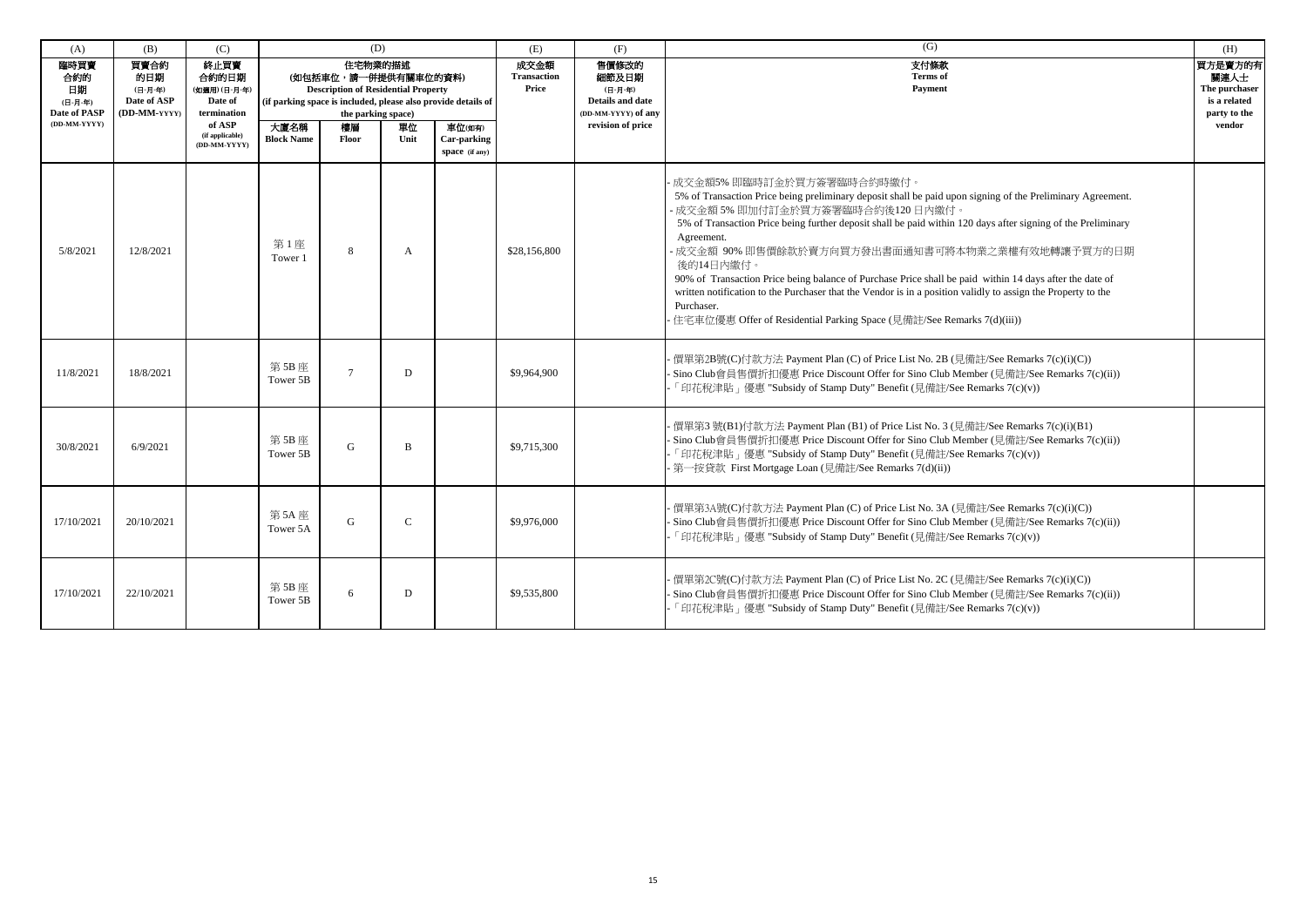| (A) | (B) | (C) | (D) | | | | (E) | (F) | (G) | (H) |
|---|---|---|---|---|---|---|---|---|---|---|
| 臨時買賣合約的日期 (日-月-年) Date of PASP (DD-MM-YYYY) | 買賣合約的日期 (日-月-年) Date of ASP (DD-MM-YYYY) | 終止買賣合約的日期 (如適用) (日-月-年) Date of termination of ASP (if applicable) (DD-MM-YYYY) | 住宅物業的描述 (如包括車位，請一併提供有關車位的資料) Description of Residential Property (if parking space is included, please also provide details of the parking space) | | | | 成交金額 Transaction Price | 售價修改的細節及日期 (日-月-年) Details and date (DD-MM-YYYY) of any revision of price | 支付條款 Terms of Payment | 買方是賣方的有關連人士 The purchaser is a related party to the vendor |
| | | | 大廈名稱 Block Name | 樓層 Floor | 單位 Unit | 車位(如有) Car-parking space (if any) | | | | |
| 5/8/2021 | 12/8/2021 | | 第 1 座 Tower 1 | 8 | A | | $28,156,800 | | - 成交金額5% 即臨時訂金於買方簽署臨時合約時繳付。 5% of Transaction Price being preliminary deposit shall be paid upon signing of the Preliminary Agreement. - 成交金額 5% 即加付訂金於買方簽署臨時合約後120 日內繳付。 5% of Transaction Price being further deposit shall be paid within 120 days after signing of the Preliminary Agreement. - 成交金額 90% 即售價餘款於賣方向買方發出書面通知書可將本物業之業權有效地轉讓予買方的日期後的14日內繳付。 90% of Transaction Price being balance of Purchase Price shall be paid within 14 days after the date of written notification to the Purchaser that the Vendor is in a position validly to assign the Property to the Purchaser. - 住宅車位優惠 Offer of Residential Parking Space (見備註/See Remarks 7(d)(iii)) | |
| 11/8/2021 | 18/8/2021 | | 第 5B 座 Tower 5B | 7 | D | | $9,964,900 | | - 價單第2B號(C)付款方法 Payment Plan (C) of Price List No. 2B (見備註/See Remarks 7(c)(i)(C)) - Sino Club會員售價折扣優惠 Price Discount Offer for Sino Club Member (見備註/See Remarks 7(c)(ii)) - 「印花稅津貼」優惠 "Subsidy of Stamp Duty" Benefit (見備註/See Remarks 7(c)(v)) | |
| 30/8/2021 | 6/9/2021 | | 第 5B 座 Tower 5B | G | B | | $9,715,300 | | - 價單第3 號(B1)付款方法 Payment Plan (B1) of Price List No. 3 (見備註/See Remarks 7(c)(i)(B1) - Sino Club會員售價折扣優惠 Price Discount Offer for Sino Club Member (見備註/See Remarks 7(c)(ii)) - 「印花稅津貼」優惠 "Subsidy of Stamp Duty" Benefit (見備註/See Remarks 7(c)(v)) - 第一按貸款 First Mortgage Loan (見備註/See Remarks 7(d)(ii)) | |
| 17/10/2021 | 20/10/2021 | | 第 5A 座 Tower 5A | G | C | | $9,976,000 | | - 價單第3A號(C)付款方法 Payment Plan (C) of Price List No. 3A (見備註/See Remarks 7(c)(i)(C)) - Sino Club會員售價折扣優惠 Price Discount Offer for Sino Club Member (見備註/See Remarks 7(c)(ii)) - 「印花稅津貼」優惠 "Subsidy of Stamp Duty" Benefit (見備註/See Remarks 7(c)(v)) | |
| 17/10/2021 | 22/10/2021 | | 第 5B 座 Tower 5B | 6 | D | | $9,535,800 | | - 價單第2C號(C)付款方法 Payment Plan (C) of Price List No. 2C (見備註/See Remarks 7(c)(i)(C)) - Sino Club會員售價折扣優惠 Price Discount Offer for Sino Club Member (見備註/See Remarks 7(c)(ii)) - 「印花稅津貼」優惠 "Subsidy of Stamp Duty" Benefit (見備註/See Remarks 7(c)(v)) | |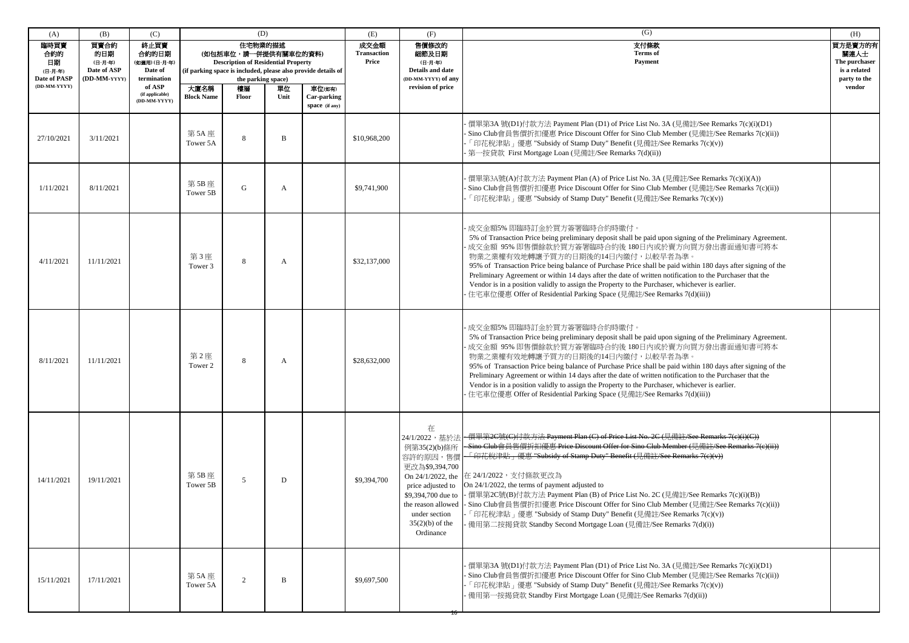| (A) | (B) | (C) | (D) | | | | (E) | (F) | (G) | (H) |
|---|---|---|---|---|---|---|---|---|---|---|
| 臨時買賣合約的日期 (日-月-年) Date of PASP (DD-MM-YYYY) | 買賣合約的日期 (日-月-年) Date of ASP (DD-MM-YYYY) | 終止買賣合約的日期 (如適用) (日-月-年) Date of termination of ASP (if applicable) (DD-MM-YYYY) | 住宅物業的描述 (如包括車位，請一併提供有關車位的資料) Description of Residential Property (if parking space is included, please also provide details of the parking space) | | | | 成交金額 Transaction Price | 售價修改的細節及日期 (日-月-年) Details and date (DD-MM-YYYY) of any revision of price | 支付條款 Terms of Payment | 買方是賣方的有關連人士 The purchaser is a related party to the vendor |
| | | | 大廈名稱 Block Name | 樓層 Floor | 單位 Unit | 車位(如有) Car-parking space (if any) | | | | |
| 27/10/2021 | 3/11/2021 | | 第 5A 座 Tower 5A | 8 | B | | $10,968,200 | | - 價單第3A 號(D1)付款方法 Payment Plan (D1) of Price List No. 3A (見備註/See Remarks 7(c)(i)(D1)<br>- Sino Club會員售價折扣優惠 Price Discount Offer for Sino Club Member (見備註/See Remarks 7(c)(ii))<br>-「印花稅津貼」優惠 "Subsidy of Stamp Duty" Benefit (見備註/See Remarks 7(c)(v))<br>- 第一按貸款 First Mortgage Loan (見備註/See Remarks 7(d)(ii)) | |
| 1/11/2021 | 8/11/2021 | | 第 5B 座 Tower 5B | G | A | | $9,741,900 | | - 價單第3A號(A)付款方法 Payment Plan (A) of Price List No. 3A (見備註/See Remarks 7(c)(i)(A))<br>- Sino Club會員售價折扣優惠 Price Discount Offer for Sino Club Member (見備註/See Remarks 7(c)(ii))<br>-「印花稅津貼」優惠 "Subsidy of Stamp Duty" Benefit (見備註/See Remarks 7(c)(v)) | |
| 4/11/2021 | 11/11/2021 | | 第 3 座 Tower 3 | 8 | A | | $32,137,000 | | - 成交金額5% 即臨時訂金於買方簽署臨時合約時繳付。<br>5% of Transaction Price being preliminary deposit shall be paid upon signing of the Preliminary Agreement.<br>- 成交金額 95% 即售價餘款於買方簽署臨時合約後 180日內或於賣方向買方發出書面通知書可將本物業之業權有效地轉讓予買方的日期後的14日內繳付，以較早者為準。<br>95% of Transaction Price being balance of Purchase Price shall be paid within 180 days after signing of the Preliminary Agreement or within 14 days after the date of written notification to the Purchaser that the Vendor is in a position validly to assign the Property to the Purchaser, whichever is earlier.<br>- 住宅車位優惠 Offer of Residential Parking Space (見備註/See Remarks 7(d)(iii)) | |
| 8/11/2021 | 11/11/2021 | | 第 2 座 Tower 2 | 8 | A | | $28,632,000 | | - 成交金額5% 即臨時訂金於買方簽署臨時合約時繳付。<br>5% of Transaction Price being preliminary deposit shall be paid upon signing of the Preliminary Agreement.<br>- 成交金額 95% 即售價餘款於買方簽署臨時合約後 180日內或於賣方向買方發出書面通知書可將本物業之業權有效地轉讓予買方的日期後的14日內繳付，以較早者為準。<br>95% of Transaction Price being balance of Purchase Price shall be paid within 180 days after signing of the Preliminary Agreement or within 14 days after the date of written notification to the Purchaser that the Vendor is in a position validly to assign the Property to the Purchaser, whichever is earlier.<br>- 住宅車位優惠 Offer of Residential Parking Space (見備註/See Remarks 7(d)(iii)) | |
| 14/11/2021 | 19/11/2021 | | 第 5B 座 Tower 5B | 5 | D | | $9,394,700 | 在 24/1/2022，基於法例第35(2)(b)條所容許的原因，售價更改為$9,394,700<br>On 24/1/2022, the price adjusted to $9,394,700 due to the reason allowed under section 35(2)(b) of the Ordinance | ~~- 價單第2C號(C)付款方法 Payment Plan (C) of Price List No. 2C (見備註/See Remarks 7(c)(i)(C))~~<br>~~- Sino Club會員售價折扣優惠 Price Discount Offer for Sino Club Member (見備註/See Remarks 7(c)(ii))~~<br>~~-「印花稅津貼」優惠 "Subsidy of Stamp Duty" Benefit (見備註/See Remarks 7(c)(v))~~<br>在 24/1/2022，支付條款更改為<br>On 24/1/2022, the terms of payment adjusted to<br>- 價單第2C號(B)付款方法 Payment Plan (B) of Price List No. 2C (見備註/See Remarks 7(c)(i)(B))<br>- Sino Club會員售價折扣優惠 Price Discount Offer for Sino Club Member (見備註/See Remarks 7(c)(ii))<br>-「印花稅津貼」優惠 "Subsidy of Stamp Duty" Benefit (見備註/See Remarks 7(c)(v))<br>- 備用第二按揭貸款 Standby Second Mortgage Loan (見備註/See Remarks 7(d)(i)) | |
| 15/11/2021 | 17/11/2021 | | 第 5A 座 Tower 5A | 2 | B | | $9,697,500 | | - 價單第3A 號(D1)付款方法 Payment Plan (D1) of Price List No. 3A (見備註/See Remarks 7(c)(i)(D1)<br>- Sino Club會員售價折扣優惠 Price Discount Offer for Sino Club Member (見備註/See Remarks 7(c)(ii))<br>-「印花稅津貼」優惠 "Subsidy of Stamp Duty" Benefit (見備註/See Remarks 7(c)(v))<br>- 備用第一按揭貸款 Standby First Mortgage Loan (見備註/See Remarks 7(d)(ii)) | |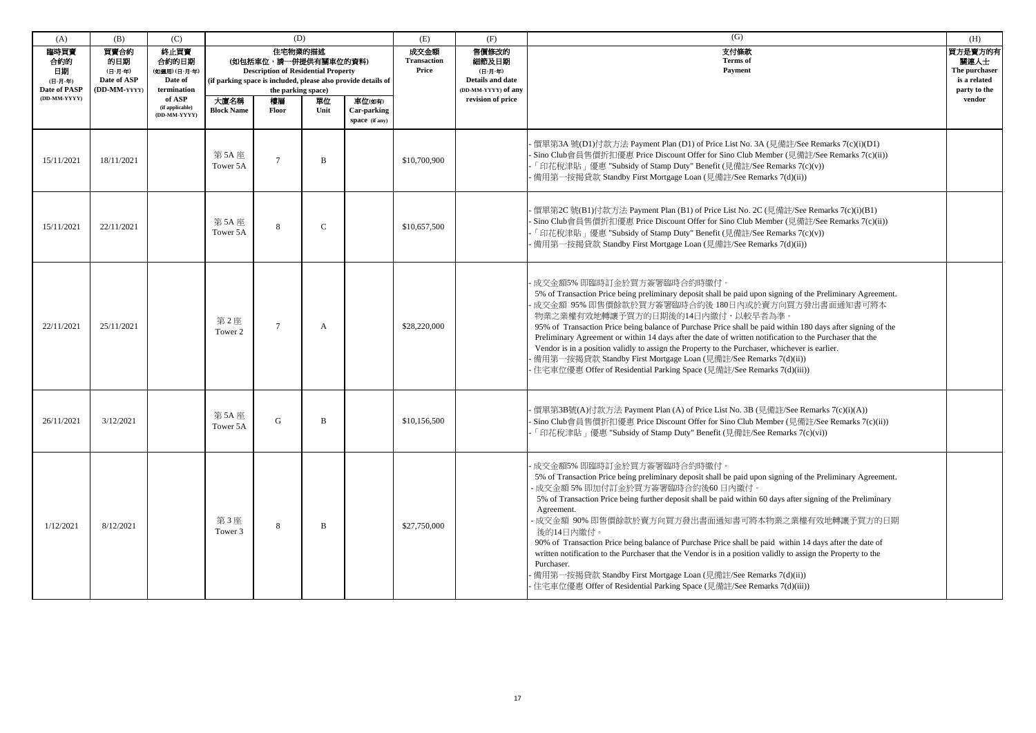| (A) | (B) | (C) | (D) | | | | (E) | (F) | (G) | (H) |
|---|---|---|---|---|---|---|---|---|---|---|
| 臨時買賣合約的日期 (日-月-年) Date of PASP (DD-MM-YYYY) | 買賣合約的日期 (日-月-年) Date of ASP (DD-MM-YYYY) | 終止買賣合約的日期 (如適用) (日-月-年) Date of termination of ASP (if applicable) (DD-MM-YYYY) | 住宅物業的描述 (如包括車位，請一併提供有關車位的資料) Description of Residential Property (if parking space is included, please also provide details of the parking space) | | | | 成交金額 Transaction Price | 售價修改的細節及日期 (日-月-年) Details and date (DD-MM-YYYY) of any revision of price | 支付條款 Terms of Payment | 買方是賣方的有關連人士 The purchaser is a related party to the vendor |
| | | | 大廈名稱 Block Name | 樓層 Floor | 單位 Unit | 車位(如有) Car-parking space (if any) | | | | |
| 15/11/2021 | 18/11/2021 | | 第 5A 座 Tower 5A | 7 | B | | $10,700,900 | | - 價單第3A 號(D1)付款方法 Payment Plan (D1) of Price List No. 3A (見備註/See Remarks 7(c)(i)(D1)<br>- Sino Club會員售價折扣優惠 Price Discount Offer for Sino Club Member (見備註/See Remarks 7(c)(ii))<br>-「印花稅津貼」優惠 "Subsidy of Stamp Duty" Benefit (見備註/See Remarks 7(c)(v))<br>- 備用第一按揭貸款 Standby First Mortgage Loan (見備註/See Remarks 7(d)(ii)) | |
| 15/11/2021 | 22/11/2021 | | 第 5A 座 Tower 5A | 8 | C | | $10,657,500 | | - 價單第2C 號(B1)付款方法 Payment Plan (B1) of Price List No. 2C (見備註/See Remarks 7(c)(i)(B1)<br>- Sino Club會員售價折扣優惠 Price Discount Offer for Sino Club Member (見備註/See Remarks 7(c)(ii))<br>-「印花稅津貼」優惠 "Subsidy of Stamp Duty" Benefit (見備註/See Remarks 7(c)(v))<br>- 備用第一按揭貸款 Standby First Mortgage Loan (見備註/See Remarks 7(d)(ii)) | |
| 22/11/2021 | 25/11/2021 | | 第 2 座 Tower 2 | 7 | A | | $28,220,000 | | - 成交金額5% 即臨時訂金於買方簽署臨時合約時繳付。<br>5% of Transaction Price being preliminary deposit shall be paid upon signing of the Preliminary Agreement.<br>- 成交金額 95% 即售價餘款於買方簽署臨時合約後 180日內或於賣方向買方發出書面通知書可將本物業之業權有效地轉讓予買方的日期後的14日內繳付，以較早者為準。<br>95% of Transaction Price being balance of Purchase Price shall be paid within 180 days after signing of the Preliminary Agreement or within 14 days after the date of written notification to the Purchaser that the Vendor is in a position validly to assign the Property to the Purchaser, whichever is earlier.<br>- 備用第一按揭貸款 Standby First Mortgage Loan (見備註/See Remarks 7(d)(ii))<br>- 住宅車位優惠 Offer of Residential Parking Space (見備註/See Remarks 7(d)(iii)) | |
| 26/11/2021 | 3/12/2021 | | 第 5A 座 Tower 5A | G | B | | $10,156,500 | | - 價單第3B號(A)付款方法 Payment Plan (A) of Price List No. 3B (見備註/See Remarks 7(c)(i)(A))<br>- Sino Club會員售價折扣優惠 Price Discount Offer for Sino Club Member (見備註/See Remarks 7(c)(ii))<br>-「印花稅津貼」優惠 "Subsidy of Stamp Duty" Benefit (見備註/See Remarks 7(c)(vi)) | |
| 1/12/2021 | 8/12/2021 | | 第 3 座 Tower 3 | 8 | B | | $27,750,000 | | - 成交金額5% 即臨時訂金於買方簽署臨時合約時繳付。<br>5% of Transaction Price being preliminary deposit shall be paid upon signing of the Preliminary Agreement.<br>- 成交金額 5% 即加付訂金於買方簽署臨時合約後60 日內繳付。<br>5% of Transaction Price being further deposit shall be paid within 60 days after signing of the Preliminary Agreement.<br>- 成交金額 90% 即售價餘款於賣方向買方發出書面通知書可將本物業之業權有效地轉讓予買方的日期後的14日內繳付。<br>90% of Transaction Price being balance of Purchase Price shall be paid within 14 days after the date of written notification to the Purchaser that the Vendor is in a position validly to assign the Property to the Purchaser.<br>- 備用第一按揭貸款 Standby First Mortgage Loan (見備註/See Remarks 7(d)(ii))<br>- 住宅車位優惠 Offer of Residential Parking Space (見備註/See Remarks 7(d)(iii)) | |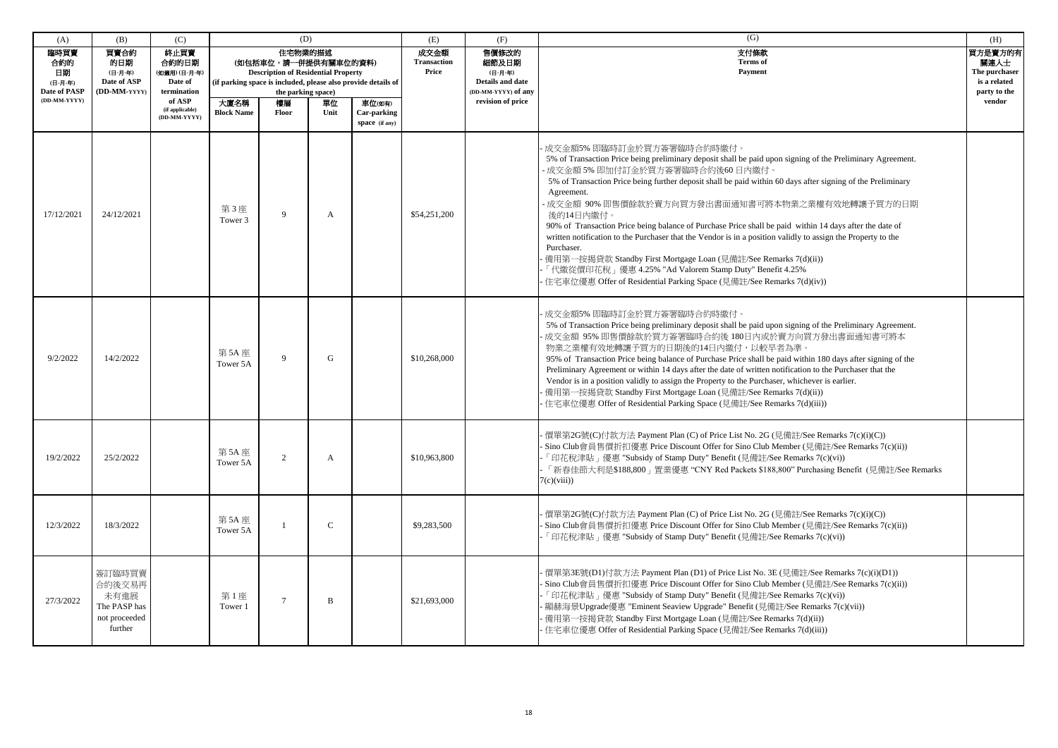| (A) | (B) | (C) | (D) | | | | (E) | (F) | (G) | (H) |
|---|---|---|---|---|---|---|---|---|---|---|
| 臨時買賣合約的日期 (日-月-年) Date of PASP (DD-MM-YYYY) | 買賣合約的日期 (日-月-年) Date of ASP (DD-MM-YYYY) | 終止買賣合約的日期 (如適用) (日-月-年) Date of termination of ASP (if applicable) (DD-MM-YYYY) | 住宅物業的描述 (如包括車位，請一併提供有關車位的資料) Description of Residential Property (if parking space is included, please also provide details of the parking space) | | | | 成交金額 Transaction Price | 售價修改的細節及日期 (日-月-年) Details and date (DD-MM-YYYY) of any revision of price | 支付條款 Terms of Payment | 買方是賣方的有關連人士 The purchaser is a related party to the vendor |
| | | | 大廈名稱 Block Name | 樓層 Floor | 單位 Unit | 車位(如有) Car-parking space (if any) | | | | |
| 17/12/2021 | 24/12/2021 | | 第 3 座 Tower 3 | 9 | A | | $54,251,200 | | - 成交金額5% 即臨時訂金於買方簽署臨時合約時繳付。<br>5% of Transaction Price being preliminary deposit shall be paid upon signing of the Preliminary Agreement.<br>- 成交金額 5% 即加付訂金於買方簽署臨時合約後60 日內繳付。<br>5% of Transaction Price being further deposit shall be paid within 60 days after signing of the Preliminary Agreement.<br>- 成交金額 90% 即售價餘款於賣方向買方發出書面通知書可將本物業之業權有效地轉讓予買方的日期後的14日內繳付。<br>90% of Transaction Price being balance of Purchase Price shall be paid within 14 days after the date of written notification to the Purchaser that the Vendor is in a position validly to assign the Property to the Purchaser.<br>- 備用第一按揭貸款 Standby First Mortgage Loan (見備註/See Remarks 7(d)(ii))<br>-「代繳從價印花稅」優惠 4.25% "Ad Valorem Stamp Duty" Benefit 4.25%<br>- 住宅車位優惠 Offer of Residential Parking Space (見備註/See Remarks 7(d)(iv)) | |
| 9/2/2022 | 14/2/2022 | | 第 5A 座 Tower 5A | 9 | G | | $10,268,000 | | - 成交金額5% 即臨時訂金於買方簽署臨時合約時繳付。<br>5% of Transaction Price being preliminary deposit shall be paid upon signing of the Preliminary Agreement.<br>- 成交金額 95% 即售價餘款於買方簽署臨時合約後 180日內或於賣方向買方發出書面通知書可將本物業之業權有效地轉讓予買方的日期後的14日內繳付，以較早者為準。<br>95% of Transaction Price being balance of Purchase Price shall be paid within 180 days after signing of the Preliminary Agreement or within 14 days after the date of written notification to the Purchaser that the Vendor is in a position validly to assign the Property to the Purchaser, whichever is earlier.<br>- 備用第一按揭貸款 Standby First Mortgage Loan (見備註/See Remarks 7(d)(ii))<br>- 住宅車位優惠 Offer of Residential Parking Space (見備註/See Remarks 7(d)(iii)) | |
| 19/2/2022 | 25/2/2022 | | 第 5A 座 Tower 5A | 2 | A | | $10,963,800 | | - 價單第2G號(C)付款方法 Payment Plan (C) of Price List No. 2G (見備註/See Remarks 7(c)(i)(C))<br>- Sino Club會員售價折扣優惠 Price Discount Offer for Sino Club Member (見備註/See Remarks 7(c)(ii))<br>-「印花稅津貼」優惠 "Subsidy of Stamp Duty" Benefit (見備註/See Remarks 7(c)(vi))<br>-「新春佳節大利是$188,800」置業優惠 "CNY Red Packets $188,800" Purchasing Benefit (見備註/See Remarks 7(c)(viii)) | |
| 12/3/2022 | 18/3/2022 | | 第 5A 座 Tower 5A | 1 | C | | $9,283,500 | | - 價單第2G號(C)付款方法 Payment Plan (C) of Price List No. 2G (見備註/See Remarks 7(c)(i)(C))<br>- Sino Club會員售價折扣優惠 Price Discount Offer for Sino Club Member (見備註/See Remarks 7(c)(ii))<br>-「印花稅津貼」優惠 "Subsidy of Stamp Duty" Benefit (見備註/See Remarks 7(c)(vi)) | |
| 27/3/2022 | 簽訂臨時買賣合約後交易再未有進展 The PASP has not proceeded further | | 第 1 座 Tower 1 | 7 | B | | $21,693,000 | | - 價單第3E號(D1)付款方法 Payment Plan (D1) of Price List No. 3E (見備註/See Remarks 7(c)(i)(D1))<br>- Sino Club會員售價折扣優惠 Price Discount Offer for Sino Club Member (見備註/See Remarks 7(c)(ii))<br>-「印花稅津貼」優惠 "Subsidy of Stamp Duty" Benefit (見備註/See Remarks 7(c)(vi))<br>- 顯赫海景Upgrade優惠 "Eminent Seaview Upgrade" Benefit (見備註/See Remarks 7(c)(vii))<br>- 備用第一按揭貸款 Standby First Mortgage Loan (見備註/See Remarks 7(d)(ii))<br>- 住宅車位優惠 Offer of Residential Parking Space (見備註/See Remarks 7(d)(iii)) | |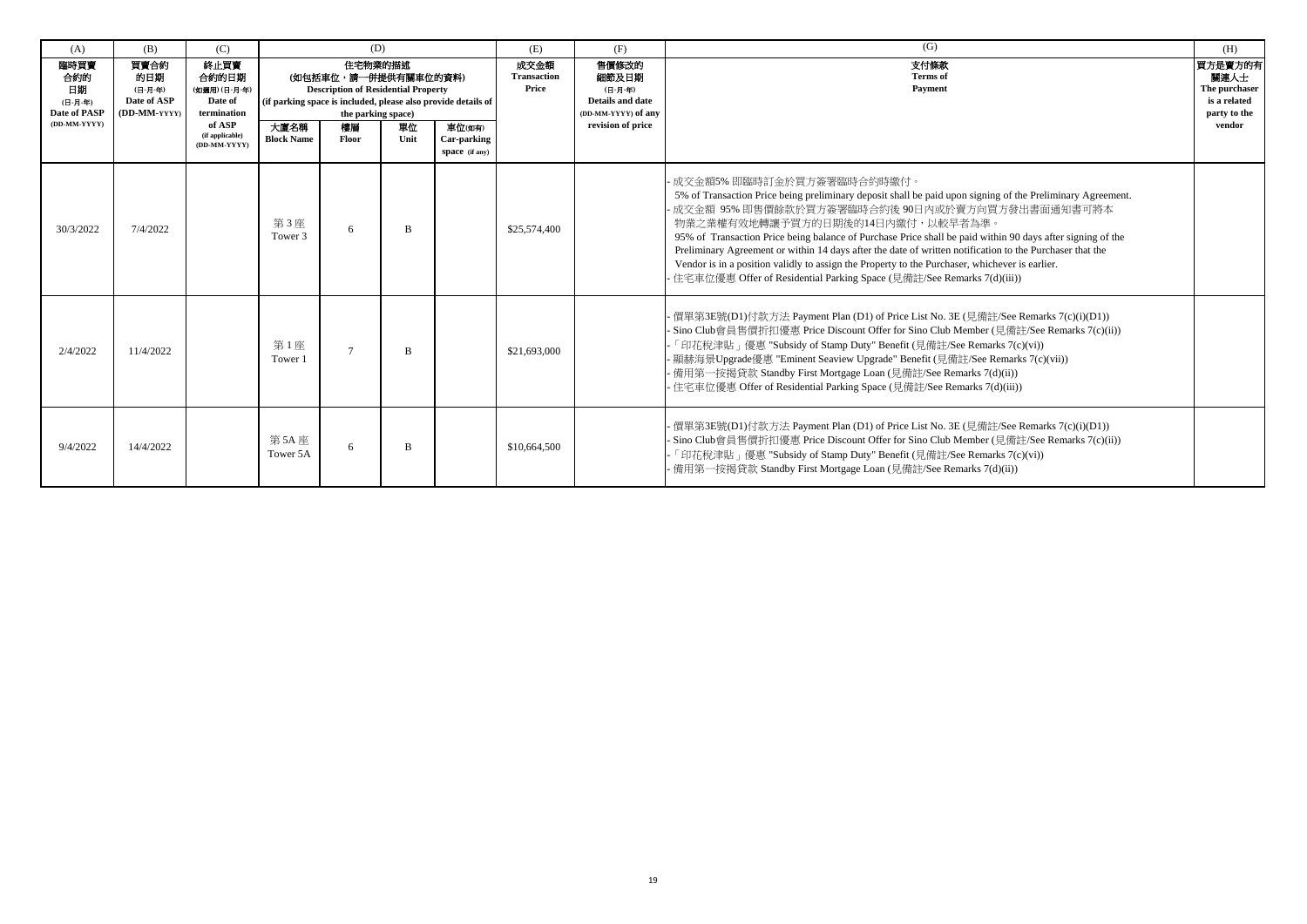| (A) | (B) | (C) | (D) | | | | (E) | (F) | (G) | (H) |
|---|---|---|---|---|---|---|---|---|---|---|
| 臨時買賣合約的日期 (日-月-年) Date of PASP (DD-MM-YYYY) | 買賣合約的日期 (日-月-年) Date of ASP (DD-MM-YYYY) | 終止買賣合約的日期 (如適用) (日-月-年) Date of termination of ASP (if applicable) (DD-MM-YYYY) | 住宅物業的描述 (如包括車位，請一併提供有關車位的資料) Description of Residential Property (if parking space is included, please also provide details of the parking space) | | | | 成交金額 Transaction Price | 售價修改的細節及日期 (日-月-年) Details and date (DD-MM-YYYY) of any revision of price | 支付條款 Terms of Payment | 買方是賣方的有關連人士 The purchaser is a related party to the vendor |
| | | | 大廈名稱 Block Name | 樓層 Floor | 單位 Unit | 車位(如有) Car-parking space (if any) | | | | |
| 30/3/2022 | 7/4/2022 | | 第 3 座 Tower 3 | 6 | B | | $25,574,400 | | - 成交金額5% 即臨時訂金於買方簽署臨時合約時繳付。 5% of Transaction Price being preliminary deposit shall be paid upon signing of the Preliminary Agreement.<br>- 成交金額 95% 即售價餘款於買方簽署臨時合約後 90日內或於賣方向買方發出書面通知書可將本物業之業權有效地轉讓予買方的日期後的14日內繳付，以較早者為準。 95% of Transaction Price being balance of Purchase Price shall be paid within 90 days after signing of the Preliminary Agreement or within 14 days after the date of written notification to the Purchaser that the Vendor is in a position validly to assign the Property to the Purchaser, whichever is earlier.<br>- 住宅車位優惠 Offer of Residential Parking Space (見備註/See Remarks 7(d)(iii)) | |
| 2/4/2022 | 11/4/2022 | | 第 1 座 Tower 1 | 7 | B | | $21,693,000 | | - 價單第3E號(D1)付款方法 Payment Plan (D1) of Price List No. 3E (見備註/See Remarks 7(c)(i)(D1))<br>- Sino Club會員售價折扣優惠 Price Discount Offer for Sino Club Member (見備註/See Remarks 7(c)(ii))<br>-「印花稅津貼」優惠 "Subsidy of Stamp Duty" Benefit (見備註/See Remarks 7(c)(vi))<br>- 顯赫海景Upgrade優惠 "Eminent Seaview Upgrade" Benefit (見備註/See Remarks 7(c)(vii))<br>- 備用第一按揭貸款 Standby First Mortgage Loan (見備註/See Remarks 7(d)(ii))<br>- 住宅車位優惠 Offer of Residential Parking Space (見備註/See Remarks 7(d)(iii)) | |
| 9/4/2022 | 14/4/2022 | | 第 5A 座 Tower 5A | 6 | B | | $10,664,500 | | - 價單第3E號(D1)付款方法 Payment Plan (D1) of Price List No. 3E (見備註/See Remarks 7(c)(i)(D1))<br>- Sino Club會員售價折扣優惠 Price Discount Offer for Sino Club Member (見備註/See Remarks 7(c)(ii))<br>-「印花稅津貼」優惠 "Subsidy of Stamp Duty" Benefit (見備註/See Remarks 7(c)(vi))<br>- 備用第一按揭貸款 Standby First Mortgage Loan (見備註/See Remarks 7(d)(ii)) | |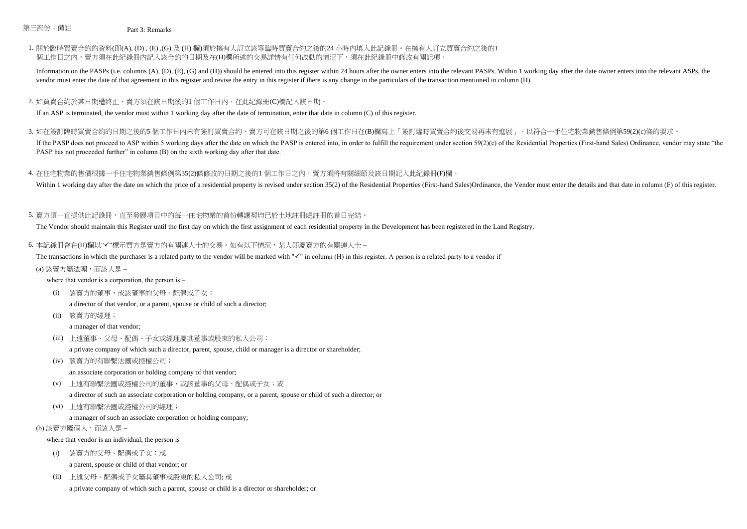第三部份：備註 Part 3: Remarks

1. 關於臨時買賣合約的資料(即(A), (D) , (E) ,(G) 及 (H) 欄)須於擁有人訂立該等臨時買賣合約之後的24 小時內填入此紀錄冊。在擁有人訂立買賣合約之後的1 個工作日之內，賣方須在此紀錄冊內記入該合約的日期及在(H)欄所述的交易詳情有任何改動的情況下，須在此紀錄冊中修改有關記項。

   Information on the PASPs (i.e. columns (A), (D), (E), (G) and (H)) should be entered into this register within 24 hours after the owner enters into the relevant PASPs. Within 1 working day after the date owner enters into the relevant ASPs, the vendor must enter the date of that agreement in this register and revise the entry in this register if there is any change in the particulars of the transaction mentioned in column (H).

2. 如買賣合約於某日期遭終止，賣方須在該日期後的1 個工作日內，在此紀錄冊(C)欄記入該日期。

   If an ASP is terminated, the vendor must within 1 working day after the date of termination, enter that date in column (C) of this register.

3. 如在簽訂臨時買賣合約的日期之後的5 個工作日內未有簽訂買賣合約，賣方可在該日期之後的第6 個工作日在(B)欄寫上「簽訂臨時買賣合約後交易再未有進展」，以符合一手住宅物業銷售條例第59(2)(c)條的要求。

   If the PASP does not proceed to ASP within 5 working days after the date on which the PASP is entered into, in order to fulfill the requirement under section 59(2)(c) of the Residential Properties (First-hand Sales) Ordinance, vendor may state "the PASP has not proceeded further" in column (B) on the sixth working day after that date.

4. 在住宅物業的售價根據一手住宅物業銷售條例第35(2)條修改的日期之後的1 個工作日之內，賣方須將有關細節及該日期記入此紀錄冊(F)欄。

   Within 1 working day after the date on which the price of a residential property is revised under section 35(2) of the Residential Properties (First-hand Sales)Ordinance, the Vendor must enter the details and that date in column (F) of this register.

5. 賣方須一直提供此記錄冊，直至發展項目中的每一住宅物業的首份轉讓契均已於土地註冊處註冊的首日完結。

   The Vendor should maintain this Register until the first day on which the first assignment of each residential property in the Development has been registered in the Land Registry.

6. 本記錄冊會在(H)欄以"✓"標示買方是賣方的有關連人士的交易。如有以下情況，某人即屬賣方的有關連人士 –

   The transactions in which the purchaser is a related party to the vendor will be marked with "✓" in column (H) in this register. A person is a related party to a vendor if –

   (a) 該賣方屬法團，而該人是 –

   where that vendor is a corporation, the person is –

   (i) 該賣方的董事，或該董事的父母、配偶或子女；

   a director of that vendor, or a parent, spouse or child of such a director;

   (ii) 該賣方的經理；

   a manager of that vendor;

   (iii) 上述董事、父母、配偶、子女或經理屬其董事或股東的私人公司；

   a private company of which such a director, parent, spouse, child or manager is a director or shareholder;

   (iv) 該賣方的有聯繫法團或控權公司；

   an associate corporation or holding company of that vendor;

   (v) 上述有聯繫法團或控權公司的董事，或該董事的父母、配偶或子女；或

   a director of such an associate corporation or holding company, or a parent, spouse or child of such a director; or

   (vi) 上述有聯繫法團或控權公司的經理；

   a manager of such an associate corporation or holding company;

   (b) 該賣方屬個人，而該人是 –

   where that vendor is an individual, the person is –

   (i) 該賣方的父母、配偶或子女；或

   a parent, spouse or child of that vendor; or

   (ii) 上述父母、配偶或子女屬其董事或股東的私人公司; 或

   a private company of which such a parent, spouse or child is a director or shareholder; or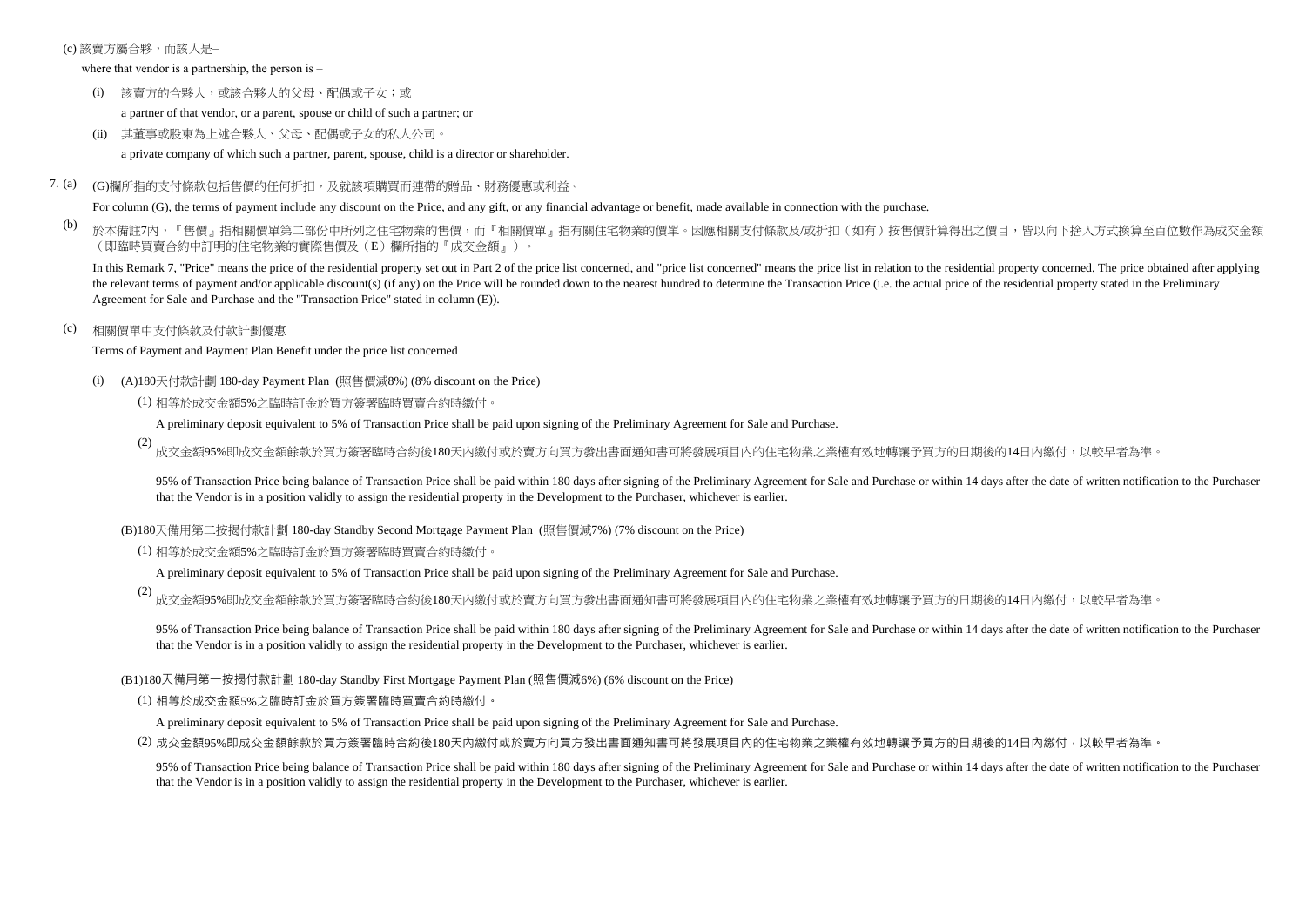(c) 該賣方屬合夥，而該人是–

where that vendor is a partnership, the person is –

(i) 該賣方的合夥人，或該合夥人的父母、配偶或子女；或

a partner of that vendor, or a parent, spouse or child of such a partner; or

(ii) 其董事或股東為上述合夥人、父母、配偶或子女的私人公司。

a private company of which such a partner, parent, spouse, child is a director or shareholder.

7. (a) (G)欄所指的支付條款包括售價的任何折扣，及就該項購買而連帶的贈品、財務優惠或利益。

For column (G), the terms of payment include any discount on the Price, and any gift, or any financial advantage or benefit, made available in connection with the purchase.

(b) 於本備註7內，『售價』指相關價單第二部份中所列之住宅物業的售價，而『相關價單』指有關住宅物業的價單。因應相關支付條款及/或折扣（如有）按售價計算得出之價目，皆以向下捨入方式換算至百位數作為成交金額（即臨時買賣合約中訂明的住宅物業的實際售價及（E）欄所指的『成交金額』）。

In this Remark 7, "Price" means the price of the residential property set out in Part 2 of the price list concerned, and "price list concerned" means the price list in relation to the residential property concerned. The price obtained after applying the relevant terms of payment and/or applicable discount(s) (if any) on the Price will be rounded down to the nearest hundred to determine the Transaction Price (i.e. the actual price of the residential property stated in the Preliminary Agreement for Sale and Purchase and the "Transaction Price" stated in column (E)).

(c) 相關價單中支付條款及付款計劃優惠

Terms of Payment and Payment Plan Benefit under the price list concerned

(i) (A)180天付款計劃 180-day Payment Plan (照售價減8%) (8% discount on the Price)

(1) 相等於成交金額5%之臨時訂金於買方簽署臨時買賣合約時繳付。

A preliminary deposit equivalent to 5% of Transaction Price shall be paid upon signing of the Preliminary Agreement for Sale and Purchase.

(2) 成交金額95%即成交金額餘款於買方簽署臨時合約後180天內繳付或於賣方向買方發出書面通知書可將發展項目內的住宅物業之業權有效地轉讓予買方的日期後的14日內繳付，以較早者為準。

95% of Transaction Price being balance of Transaction Price shall be paid within 180 days after signing of the Preliminary Agreement for Sale and Purchase or within 14 days after the date of written notification to the Purchaser that the Vendor is in a position validly to assign the residential property in the Development to the Purchaser, whichever is earlier.

(B)180天備用第二按揭付款計劃 180-day Standby Second Mortgage Payment Plan (照售價減7%) (7% discount on the Price)

(1) 相等於成交金額5%之臨時訂金於買方簽署臨時買賣合約時繳付。

A preliminary deposit equivalent to 5% of Transaction Price shall be paid upon signing of the Preliminary Agreement for Sale and Purchase.

(2) 成交金額95%即成交金額餘款於買方簽署臨時合約後180天內繳付或於賣方向買方發出書面通知書可將發展項目內的住宅物業之業權有效地轉讓予買方的日期後的14日內繳付，以較早者為準。

95% of Transaction Price being balance of Transaction Price shall be paid within 180 days after signing of the Preliminary Agreement for Sale and Purchase or within 14 days after the date of written notification to the Purchaser that the Vendor is in a position validly to assign the residential property in the Development to the Purchaser, whichever is earlier.

(B1)180天備用第一按揭付款計劃 180-day Standby First Mortgage Payment Plan (照售價減6%) (6% discount on the Price)

(1) 相等於成交金額5%之臨時訂金於買方簽署臨時買賣合約時繳付。

A preliminary deposit equivalent to 5% of Transaction Price shall be paid upon signing of the Preliminary Agreement for Sale and Purchase.

(2) 成交金額95%即成交金額餘款於買方簽署臨時合約後180天內繳付或於賣方向買方發出書面通知書可將發展項目內的住宅物業之業權有效地轉讓予買方的日期後的14日內繳付，以較早者為準。

95% of Transaction Price being balance of Transaction Price shall be paid within 180 days after signing of the Preliminary Agreement for Sale and Purchase or within 14 days after the date of written notification to the Purchaser that the Vendor is in a position validly to assign the residential property in the Development to the Purchaser, whichever is earlier.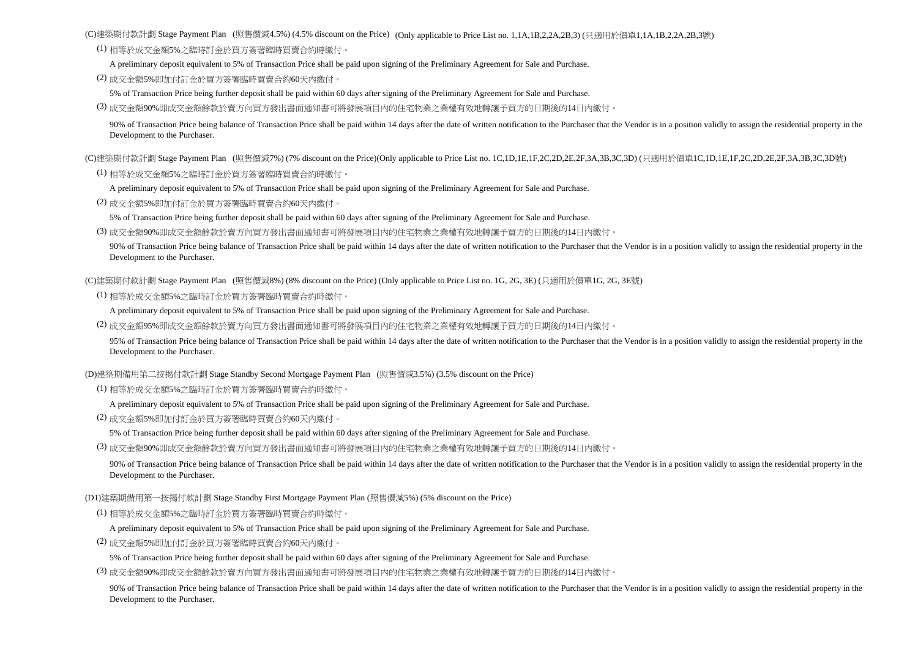(C)建築期付款計劃 Stage Payment Plan (照售價減4.5%) (4.5% discount on the Price) (Only applicable to Price List no. 1,1A,1B,2,2A,2B,3) (只適用於價單1,1A,1B,2,2A,2B,3號)

(1) 相等於成交金額5%之臨時訂金於買方簽署臨時買賣合約時繳付。

A preliminary deposit equivalent to 5% of Transaction Price shall be paid upon signing of the Preliminary Agreement for Sale and Purchase.

(2) 成交金額5%即加付訂金於買方簽署臨時買賣合約60天內繳付。

5% of Transaction Price being further deposit shall be paid within 60 days after signing of the Preliminary Agreement for Sale and Purchase.

(3) 成交金額90%即成交金額餘款於賣方向買方發出書面通知書可將發展項目內的住宅物業之業權有效地轉讓予買方的日期後的14日內繳付。

90% of Transaction Price being balance of Transaction Price shall be paid within 14 days after the date of written notification to the Purchaser that the Vendor is in a position validly to assign the residential property in the Development to the Purchaser.

(C)建築期付款計劃 Stage Payment Plan (照售價減7%) (7% discount on the Price)(Only applicable to Price List no. 1C,1D,1E,1F,2C,2D,2E,2F,3A,3B,3C,3D) (只適用於價單1C,1D,1E,1F,2C,2D,2E,2F,3A,3B,3C,3D號)

(1) 相等於成交金額5%之臨時訂金於買方簽署臨時買賣合約時繳付。

A preliminary deposit equivalent to 5% of Transaction Price shall be paid upon signing of the Preliminary Agreement for Sale and Purchase.

(2) 成交金額5%即加付訂金於買方簽署臨時買賣合約60天內繳付。

5% of Transaction Price being further deposit shall be paid within 60 days after signing of the Preliminary Agreement for Sale and Purchase.

(3) 成交金額90%即成交金額餘款於賣方向買方發出書面通知書可將發展項目內的住宅物業之業權有效地轉讓予買方的日期後的14日內繳付。

90% of Transaction Price being balance of Transaction Price shall be paid within 14 days after the date of written notification to the Purchaser that the Vendor is in a position validly to assign the residential property in the Development to the Purchaser.

(C)建築期付款計劃 Stage Payment Plan (照售價減8%) (8% discount on the Price) (Only applicable to Price List no. 1G, 2G, 3E) (只適用於價單1G, 2G, 3E號)

(1) 相等於成交金額5%之臨時訂金於買方簽署臨時買賣合約時繳付。

A preliminary deposit equivalent to 5% of Transaction Price shall be paid upon signing of the Preliminary Agreement for Sale and Purchase.

(2) 成交金額95%即成交金額餘款於賣方向買方發出書面通知書可將發展項目內的住宅物業之業權有效地轉讓予買方的日期後的14日內繳付。

95% of Transaction Price being balance of Transaction Price shall be paid within 14 days after the date of written notification to the Purchaser that the Vendor is in a position validly to assign the residential property in the Development to the Purchaser.

(D)建築期備用第二按揭付款計劃 Stage Standby Second Mortgage Payment Plan (照售價減3.5%) (3.5% discount on the Price)

(1) 相等於成交金額5%之臨時訂金於買方簽署臨時買賣合約時繳付。

A preliminary deposit equivalent to 5% of Transaction Price shall be paid upon signing of the Preliminary Agreement for Sale and Purchase.

(2) 成交金額5%即加付訂金於買方簽署臨時買賣合約60天內繳付。

5% of Transaction Price being further deposit shall be paid within 60 days after signing of the Preliminary Agreement for Sale and Purchase.

(3) 成交金額90%即成交金額餘款於賣方向買方發出書面通知書可將發展項目內的住宅物業之業權有效地轉讓予買方的日期後的14日內繳付。

90% of Transaction Price being balance of Transaction Price shall be paid within 14 days after the date of written notification to the Purchaser that the Vendor is in a position validly to assign the residential property in the Development to the Purchaser.

(D1)建築期備用第一按揭付款計劃 Stage Standby First Mortgage Payment Plan (照售價減5%) (5% discount on the Price)

(1) 相等於成交金額5%之臨時訂金於買方簽署臨時買賣合約時繳付。

A preliminary deposit equivalent to 5% of Transaction Price shall be paid upon signing of the Preliminary Agreement for Sale and Purchase.

(2) 成交金額5%即加付訂金於買方簽署臨時買賣合約60天內繳付。

5% of Transaction Price being further deposit shall be paid within 60 days after signing of the Preliminary Agreement for Sale and Purchase.

(3) 成交金額90%即成交金額餘款於賣方向買方發出書面通知書可將發展項目內的住宅物業之業權有效地轉讓予買方的日期後的14日內繳付。

90% of Transaction Price being balance of Transaction Price shall be paid within 14 days after the date of written notification to the Purchaser that the Vendor is in a position validly to assign the residential property in the Development to the Purchaser.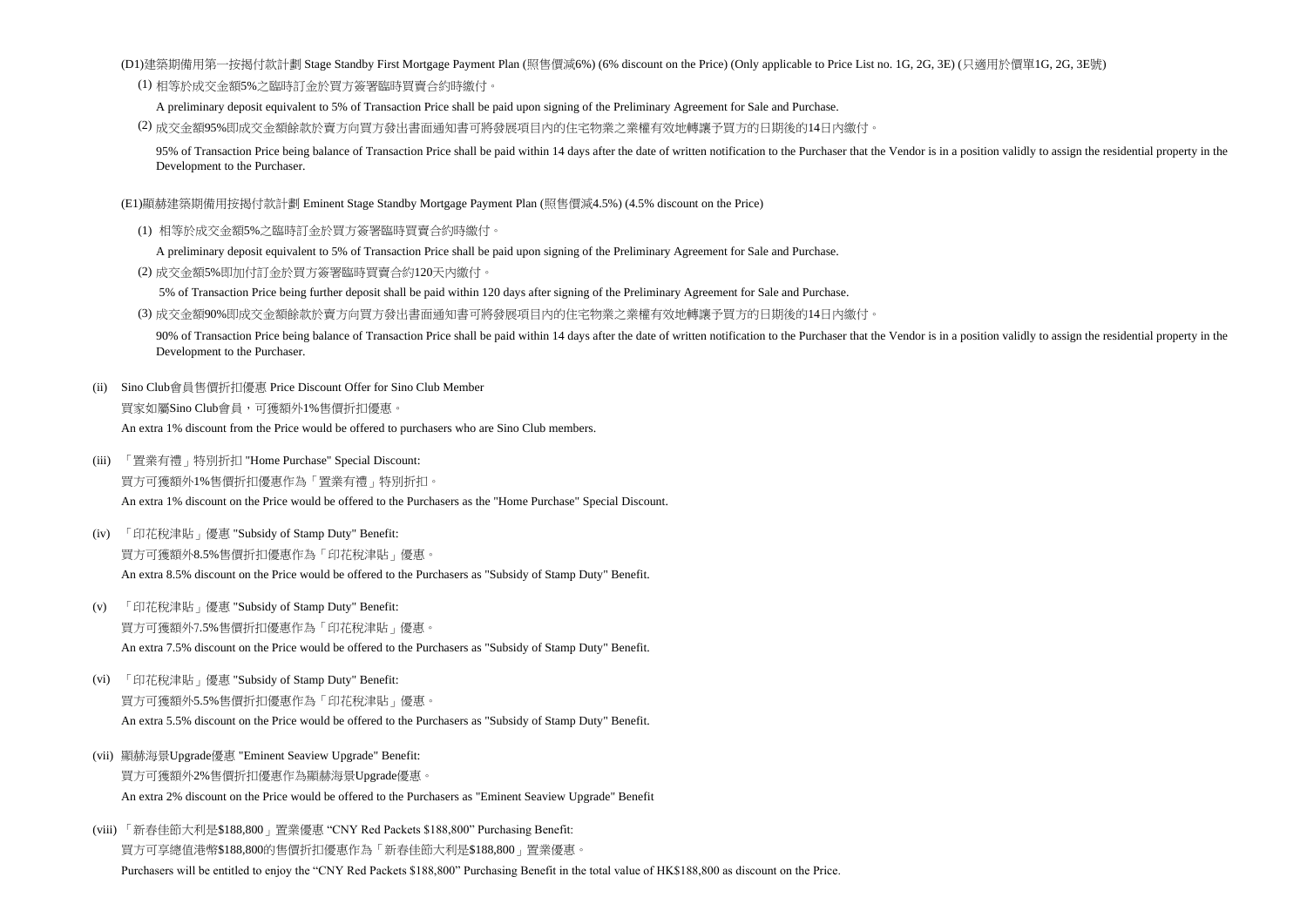(D1)建築期備用第一按揭付款計劃 Stage Standby First Mortgage Payment Plan (照售價減6%) (6% discount on the Price) (Only applicable to Price List no. 1G, 2G, 3E) (只適用於價單1G, 2G, 3E號)

(1) 相等於成交金額5%之臨時訂金於買方簽署臨時買賣合約時繳付。

A preliminary deposit equivalent to 5% of Transaction Price shall be paid upon signing of the Preliminary Agreement for Sale and Purchase.

(2) 成交金額95%即成交金額餘款於賣方向買方發出書面通知書可將發展項目內的住宅物業之業權有效地轉讓予買方的日期後的14日內繳付。

95% of Transaction Price being balance of Transaction Price shall be paid within 14 days after the date of written notification to the Purchaser that the Vendor is in a position validly to assign the residential property in the Development to the Purchaser.

(E1)顯赫建築期備用按揭付款計劃 Eminent Stage Standby Mortgage Payment Plan (照售價減4.5%) (4.5% discount on the Price)

(1) 相等於成交金額5%之臨時訂金於買方簽署臨時買賣合約時繳付。

A preliminary deposit equivalent to 5% of Transaction Price shall be paid upon signing of the Preliminary Agreement for Sale and Purchase.

(2) 成交金額5%即加付訂金於買方簽署臨時買賣合約120天內繳付。

5% of Transaction Price being further deposit shall be paid within 120 days after signing of the Preliminary Agreement for Sale and Purchase.

(3) 成交金額90%即成交金額餘款於賣方向買方發出書面通知書可將發展項目內的住宅物業之業權有效地轉讓予買方的日期後的14日內繳付。

90% of Transaction Price being balance of Transaction Price shall be paid within 14 days after the date of written notification to the Purchaser that the Vendor is in a position validly to assign the residential property in the Development to the Purchaser.

(ii) Sino Club會員售價折扣優惠 Price Discount Offer for Sino Club Member

買家如屬Sino Club會員，可獲額外1%售價折扣優惠。

An extra 1% discount from the Price would be offered to purchasers who are Sino Club members.

(iii) 「置業有禮」特別折扣 "Home Purchase" Special Discount:

買方可獲額外1%售價折扣優惠作為「置業有禮」特別折扣。

An extra 1% discount on the Price would be offered to the Purchasers as the "Home Purchase" Special Discount.

(iv) 「印花稅津貼」優惠 "Subsidy of Stamp Duty" Benefit:

買方可獲額外8.5%售價折扣優惠作為「印花稅津貼」優惠。

An extra 8.5% discount on the Price would be offered to the Purchasers as "Subsidy of Stamp Duty" Benefit.

(v) 「印花稅津貼」優惠 "Subsidy of Stamp Duty" Benefit:

買方可獲額外7.5%售價折扣優惠作為「印花稅津貼」優惠。

An extra 7.5% discount on the Price would be offered to the Purchasers as "Subsidy of Stamp Duty" Benefit.

(vi) 「印花稅津貼」優惠 "Subsidy of Stamp Duty" Benefit:

買方可獲額外5.5%售價折扣優惠作為「印花稅津貼」優惠。

An extra 5.5% discount on the Price would be offered to the Purchasers as "Subsidy of Stamp Duty" Benefit.

(vii) 顯赫海景Upgrade優惠 "Eminent Seaview Upgrade" Benefit:

買方可獲額外2%售價折扣優惠作為顯赫海景Upgrade優惠。

An extra 2% discount on the Price would be offered to the Purchasers as "Eminent Seaview Upgrade" Benefit

(viii) 「新春佳節大利是$188,800」置業優惠 “CNY Red Packets $188,800” Purchasing Benefit:

買方可享總值港幣$188,800的售價折扣優惠作為「新春佳節大利是$188,800」置業優惠。

Purchasers will be entitled to enjoy the “CNY Red Packets $188,800” Purchasing Benefit in the total value of HK$188,800 as discount on the Price.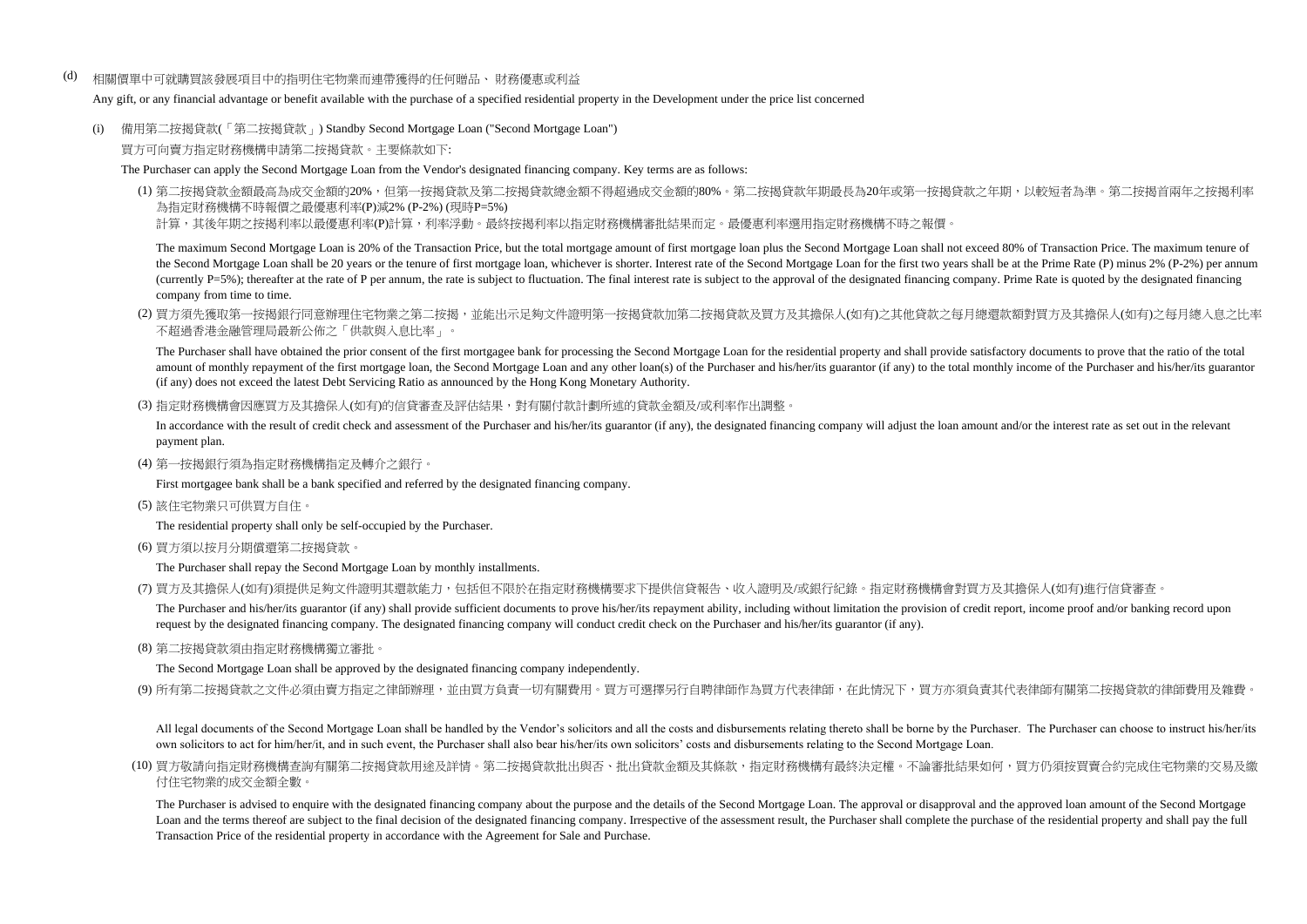(d) 相關價單中可就購買該發展項目中的指明住宅物業而連帶獲得的任何贈品、 財務優惠或利益

Any gift, or any financial advantage or benefit available with the purchase of a specified residential property in the Development under the price list concerned

(i) 備用第二按揭貸款(「第二按揭貸款」) Standby Second Mortgage Loan ("Second Mortgage Loan")

買方可向賣方指定財務機構申請第二按揭貸款。主要條款如下:

The Purchaser can apply the Second Mortgage Loan from the Vendor's designated financing company. Key terms are as follows:

(1) 第二按揭貸款金額最高為成交金額的20%，但第一按揭貸款及第二按揭貸款總金額不得超過成交金額的80%。第二按揭貸款年期最長為20年或第一按揭貸款之年期，以較短者為準。第二按揭首兩年之按揭利率為指定財務機構不時報價之最優惠利率(P)減2% (P-2%) (現時P=5%)

計算，其後年期之按揭利率以最優惠利率(P)計算，利率浮動。最終按揭利率以指定財務機構審批結果而定。最優惠利率選用指定財務機構不時之報價。

The maximum Second Mortgage Loan is 20% of the Transaction Price, but the total mortgage amount of first mortgage loan plus the Second Mortgage Loan shall not exceed 80% of Transaction Price. The maximum tenure of the Second Mortgage Loan shall be 20 years or the tenure of first mortgage loan, whichever is shorter. Interest rate of the Second Mortgage Loan for the first two years shall be at the Prime Rate (P) minus 2% (P-2%) per annum (currently P=5%); thereafter at the rate of P per annum, the rate is subject to fluctuation. The final interest rate is subject to the approval of the designated financing company. Prime Rate is quoted by the designated financing company from time to time.

(2) 買方須先獲取第一按揭銀行同意辦理住宅物業之第二按揭，並能出示足夠文件證明第一按揭貸款加第二按揭貸款及買方及其擔保人(如有)之其他貸款之每月總還款額對買方及其擔保人(如有)之每月總入息之比率不超過香港金融管理局最新公佈之「供款與入息比率」。

The Purchaser shall have obtained the prior consent of the first mortgagee bank for processing the Second Mortgage Loan for the residential property and shall provide satisfactory documents to prove that the ratio of the total amount of monthly repayment of the first mortgage loan, the Second Mortgage Loan and any other loan(s) of the Purchaser and his/her/its guarantor (if any) to the total monthly income of the Purchaser and his/her/its guarantor (if any) does not exceed the latest Debt Servicing Ratio as announced by the Hong Kong Monetary Authority.

(3) 指定財務機構會因應買方及其擔保人(如有)的信貸審查及評估結果，對有關付款計劃所述的貸款金額及/或利率作出調整。

In accordance with the result of credit check and assessment of the Purchaser and his/her/its guarantor (if any), the designated financing company will adjust the loan amount and/or the interest rate as set out in the relevant payment plan.

(4) 第一按揭銀行須為指定財務機構指定及轉介之銀行。

First mortgagee bank shall be a bank specified and referred by the designated financing company.

(5) 該住宅物業只可供買方自住。

The residential property shall only be self-occupied by the Purchaser.

(6) 買方須以按月分期償還第二按揭貸款。

The Purchaser shall repay the Second Mortgage Loan by monthly installments.

(7) 買方及其擔保人(如有)須提供足夠文件證明其還款能力，包括但不限於在指定財務機構要求下提供信貸報告、收入證明及/或銀行紀錄。指定財務機構會對買方及其擔保人(如有)進行信貸審查。

The Purchaser and his/her/its guarantor (if any) shall provide sufficient documents to prove his/her/its repayment ability, including without limitation the provision of credit report, income proof and/or banking record upon request by the designated financing company. The designated financing company will conduct credit check on the Purchaser and his/her/its guarantor (if any).

(8) 第二按揭貸款須由指定財務機構獨立審批。

The Second Mortgage Loan shall be approved by the designated financing company independently.

(9) 所有第二按揭貸款之文件必須由賣方指定之律師辦理，並由買方負責一切有關費用。買方可選擇另行自聘律師作為買方代表律師，在此情況下，買方亦須負責其代表律師有關第二按揭貸款的律師費用及雜費。

All legal documents of the Second Mortgage Loan shall be handled by the Vendor's solicitors and all the costs and disbursements relating thereto shall be borne by the Purchaser. The Purchaser can choose to instruct his/her/its own solicitors to act for him/her/it, and in such event, the Purchaser shall also bear his/her/its own solicitors' costs and disbursements relating to the Second Mortgage Loan.

(10) 買方敬請向指定財務機構查詢有關第二按揭貸款用途及詳情。第二按揭貸款批出與否、批出貸款金額及其條款，指定財務機構有最終決定權。不論審批結果如何，買方仍須按買賣合約完成住宅物業的交易及繳付住宅物業的成交金額全數。

The Purchaser is advised to enquire with the designated financing company about the purpose and the details of the Second Mortgage Loan. The approval or disapproval and the approved loan amount of the Second Mortgage Loan and the terms thereof are subject to the final decision of the designated financing company. Irrespective of the assessment result, the Purchaser shall complete the purchase of the residential property and shall pay the full Transaction Price of the residential property in accordance with the Agreement for Sale and Purchase.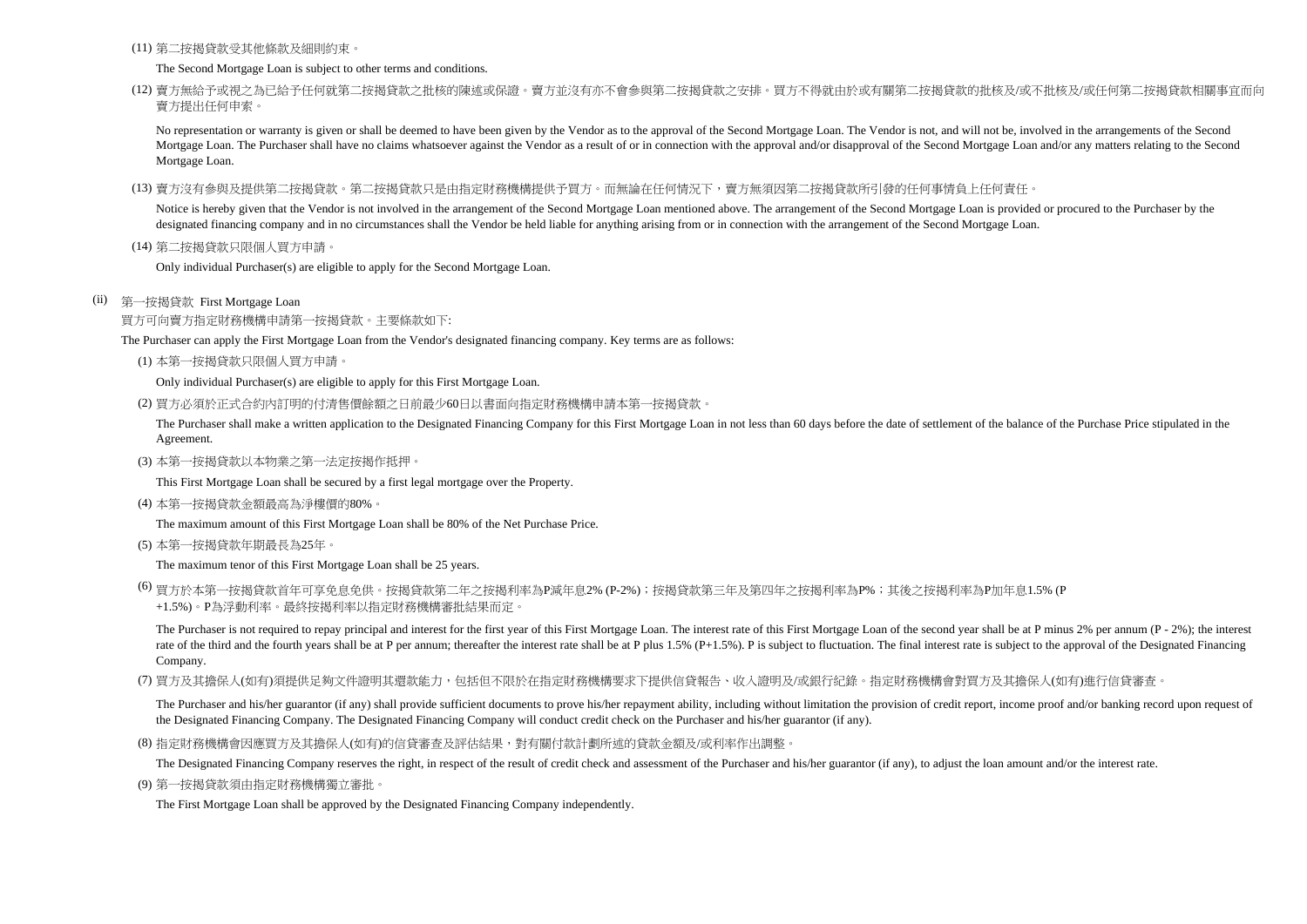(11) 第二按揭貸款受其他條款及細則約束。

The Second Mortgage Loan is subject to other terms and conditions.

(12) 賣方無給予或視之為已給予任何就第二按揭貸款之批核的陳述或保證。賣方並沒有亦不會參與第二按揭貸款之安排。買方不得就由於或有關第二按揭貸款的批核及/或不批核及/或任何第二按揭貸款相關事宜而向賣方提出任何申索。

No representation or warranty is given or shall be deemed to have been given by the Vendor as to the approval of the Second Mortgage Loan. The Vendor is not, and will not be, involved in the arrangements of the Second Mortgage Loan. The Purchaser shall have no claims whatsoever against the Vendor as a result of or in connection with the approval and/or disapproval of the Second Mortgage Loan and/or any matters relating to the Second Mortgage Loan.

(13) 賣方沒有參與及提供第二按揭貸款。第二按揭貸款只是由指定財務機構提供予買方。而無論在任何情況下，賣方無須因第二按揭貸款所引發的任何事情負上任何責任。

Notice is hereby given that the Vendor is not involved in the arrangement of the Second Mortgage Loan mentioned above. The arrangement of the Second Mortgage Loan is provided or procured to the Purchaser by the designated financing company and in no circumstances shall the Vendor be held liable for anything arising from or in connection with the arrangement of the Second Mortgage Loan.

(14) 第二按揭貸款只限個人買方申請。

Only individual Purchaser(s) are eligible to apply for the Second Mortgage Loan.

(ii) 第一按揭貸款 First Mortgage Loan

買方可向賣方指定財務機構申請第一按揭貸款。主要條款如下:

The Purchaser can apply the First Mortgage Loan from the Vendor's designated financing company. Key terms are as follows:

(1) 本第一按揭貸款只限個人買方申請。

Only individual Purchaser(s) are eligible to apply for this First Mortgage Loan.

(2) 買方必須於正式合約內訂明的付清售價餘額之日前最少60日以書面向指定財務機構申請本第一按揭貸款。

The Purchaser shall make a written application to the Designated Financing Company for this First Mortgage Loan in not less than 60 days before the date of settlement of the balance of the Purchase Price stipulated in the Agreement.

(3) 本第一按揭貸款以本物業之第一法定按揭作抵押。

This First Mortgage Loan shall be secured by a first legal mortgage over the Property.

(4) 本第一按揭貸款金額最高為淨樓價的80%。

The maximum amount of this First Mortgage Loan shall be 80% of the Net Purchase Price.

(5) 本第一按揭貸款年期最長為25年。

The maximum tenor of this First Mortgage Loan shall be 25 years.

(6) 買方於本第一按揭貸款首年可享免息免供。按揭貸款第二年之按揭利率為P減年息2% (P-2%)；按揭貸款第三年及第四年之按揭利率為P%；其後之按揭利率為P加年息1.5% (P +1.5%)。P為浮動利率。最終按揭利率以指定財務機構審批結果而定。

The Purchaser is not required to repay principal and interest for the first year of this First Mortgage Loan. The interest rate of this First Mortgage Loan of the second year shall be at P minus 2% per annum (P - 2%); the interest rate of the third and the fourth years shall be at P per annum; thereafter the interest rate shall be at P plus 1.5% (P+1.5%). P is subject to fluctuation. The final interest rate is subject to the approval of the Designated Financing Company.

(7) 買方及其擔保人(如有)須提供足夠文件證明其還款能力，包括但不限於在指定財務機構要求下提供信貸報告、收入證明及/或銀行紀錄。指定財務機構會對買方及其擔保人(如有)進行信貸審查。

The Purchaser and his/her guarantor (if any) shall provide sufficient documents to prove his/her repayment ability, including without limitation the provision of credit report, income proof and/or banking record upon request of the Designated Financing Company. The Designated Financing Company will conduct credit check on the Purchaser and his/her guarantor (if any).

(8) 指定財務機構會因應買方及其擔保人(如有)的信貸審查及評估結果，對有關付款計劃所述的貸款金額及/或利率作出調整。

The Designated Financing Company reserves the right, in respect of the result of credit check and assessment of the Purchaser and his/her guarantor (if any), to adjust the loan amount and/or the interest rate.

(9) 第一按揭貸款須由指定財務機構獨立審批。

The First Mortgage Loan shall be approved by the Designated Financing Company independently.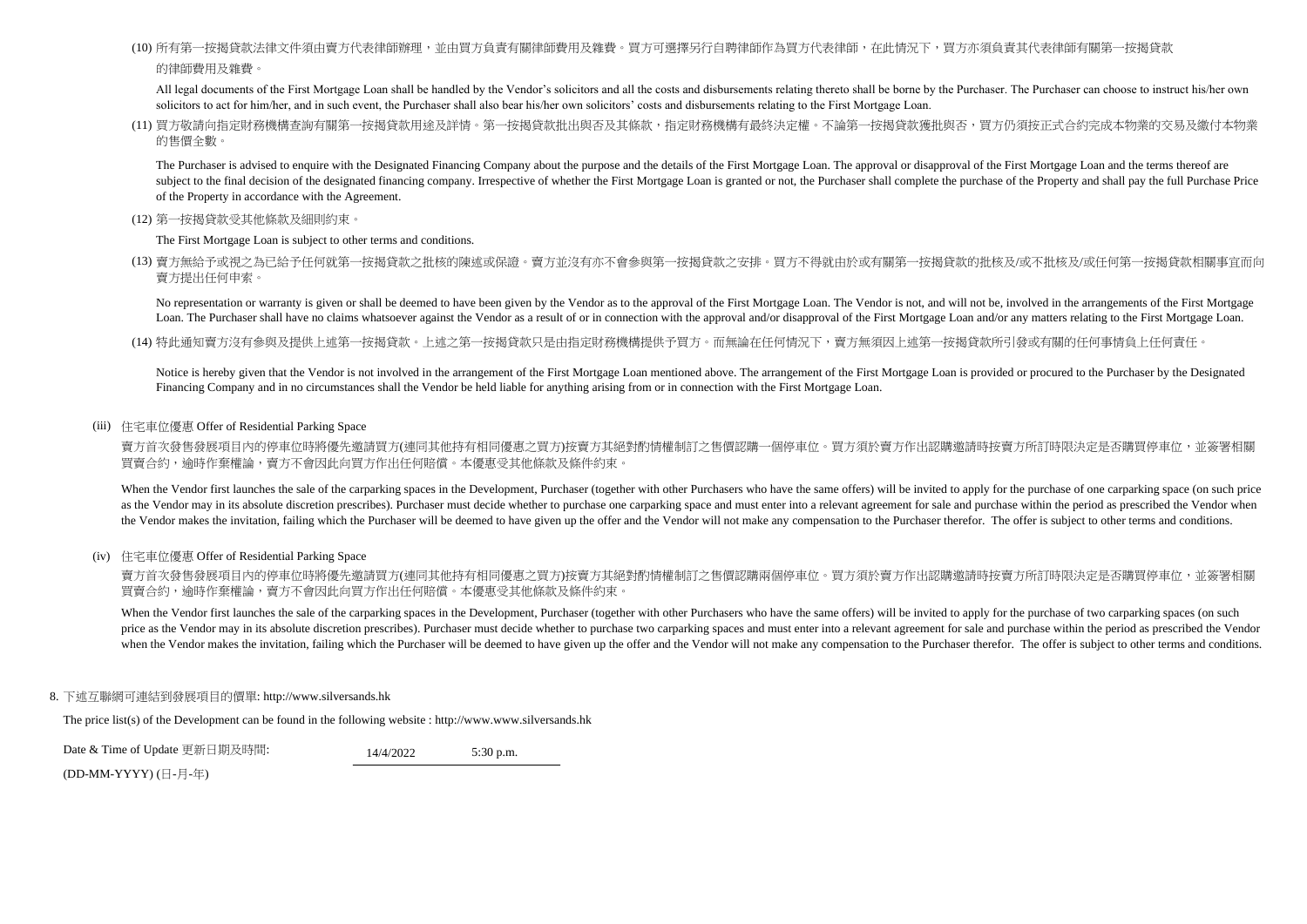(10) 所有第一按揭貸款法律文件須由賣方代表律師辦理，並由買方負責有關律師費用及雜費。買方可選擇另行自聘律師作為買方代表律師，在此情況下，買方亦須負責其代表律師有關第一按揭貸款的律師費用及雜費。

All legal documents of the First Mortgage Loan shall be handled by the Vendor's solicitors and all the costs and disbursements relating thereto shall be borne by the Purchaser. The Purchaser can choose to instruct his/her own solicitors to act for him/her, and in such event, the Purchaser shall also bear his/her own solicitors' costs and disbursements relating to the First Mortgage Loan.

(11) 買方敬請向指定財務機構查詢有關第一按揭貸款用途及詳情。第一按揭貸款批出與否及其條款，指定財務機構有最終決定權。不論第一按揭貸款獲批與否，買方仍須按正式合約完成本物業的交易及繳付本物業的售價全數。

The Purchaser is advised to enquire with the Designated Financing Company about the purpose and the details of the First Mortgage Loan. The approval or disapproval of the First Mortgage Loan and the terms thereof are subject to the final decision of the designated financing company. Irrespective of whether the First Mortgage Loan is granted or not, the Purchaser shall complete the purchase of the Property and shall pay the full Purchase Price of the Property in accordance with the Agreement.

(12) 第一按揭貸款受其他條款及細則約束。

The First Mortgage Loan is subject to other terms and conditions.

(13) 賣方無給予或視之為已給予任何就第一按揭貸款之批核的陳述或保證。賣方並沒有亦不會參與第一按揭貸款之安排。買方不得就由於或有關第一按揭貸款的批核及/或不批核及/或任何第一按揭貸款相關事宜而向賣方提出任何申索。

No representation or warranty is given or shall be deemed to have been given by the Vendor as to the approval of the First Mortgage Loan. The Vendor is not, and will not be, involved in the arrangements of the First Mortgage Loan. The Purchaser shall have no claims whatsoever against the Vendor as a result of or in connection with the approval and/or disapproval of the First Mortgage Loan and/or any matters relating to the First Mortgage Loan.

(14) 特此通知賣方沒有參與及提供上述第一按揭貸款。上述之第一按揭貸款只是由指定財務機構提供予買方。而無論在任何情況下，賣方無須因上述第一按揭貸款所引發或有關的任何事情負上任何責任。

Notice is hereby given that the Vendor is not involved in the arrangement of the First Mortgage Loan mentioned above. The arrangement of the First Mortgage Loan is provided or procured to the Purchaser by the Designated Financing Company and in no circumstances shall the Vendor be held liable for anything arising from or in connection with the First Mortgage Loan.

(iii) 住宅車位優惠 Offer of Residential Parking Space

賣方首次發售發展項目內的停車位時將優先邀請買方(連同其他持有相同優惠之買方)按賣方其絕對酌情權制訂之售價認購一個停車位。買方須於賣方作出認購邀請時按賣方所訂時限決定是否購買停車位，並簽署相關買賣合約，逾時作棄權論，賣方不會因此向買方作出任何賠償。本優惠受其他條款及條件約束。

When the Vendor first launches the sale of the carparking spaces in the Development, Purchaser (together with other Purchasers who have the same offers) will be invited to apply for the purchase of one carparking space (on such price as the Vendor may in its absolute discretion prescribes). Purchaser must decide whether to purchase one carparking space and must enter into a relevant agreement for sale and purchase within the period as prescribed the Vendor when the Vendor makes the invitation, failing which the Purchaser will be deemed to have given up the offer and the Vendor will not make any compensation to the Purchaser therefor. The offer is subject to other terms and conditions.

(iv) 住宅車位優惠 Offer of Residential Parking Space

賣方首次發售發展項目內的停車位時將優先邀請買方(連同其他持有相同優惠之買方)按賣方其絕對酌情權制訂之售價認購兩個停車位。買方須於賣方作出認購邀請時按賣方所訂時限決定是否購買停車位，並簽署相關買賣合約，逾時作棄權論，賣方不會因此向買方作出任何賠償。本優惠受其他條款及條件約束。

When the Vendor first launches the sale of the carparking spaces in the Development, Purchaser (together with other Purchasers who have the same offers) will be invited to apply for the purchase of two carparking spaces (on such price as the Vendor may in its absolute discretion prescribes). Purchaser must decide whether to purchase two carparking spaces and must enter into a relevant agreement for sale and purchase within the period as prescribed the Vendor when the Vendor makes the invitation, failing which the Purchaser will be deemed to have given up the offer and the Vendor will not make any compensation to the Purchaser therefor. The offer is subject to other terms and conditions.

8. 下述互聯網可連結到發展項目的價單: http://www.silversands.hk

The price list(s) of the Development can be found in the following website : http://www.www.silversands.hk

Date & Time of Update 更新日期及時間: 14/4/2022 5:30 p.m.

(DD-MM-YYYY) (日-月-年)